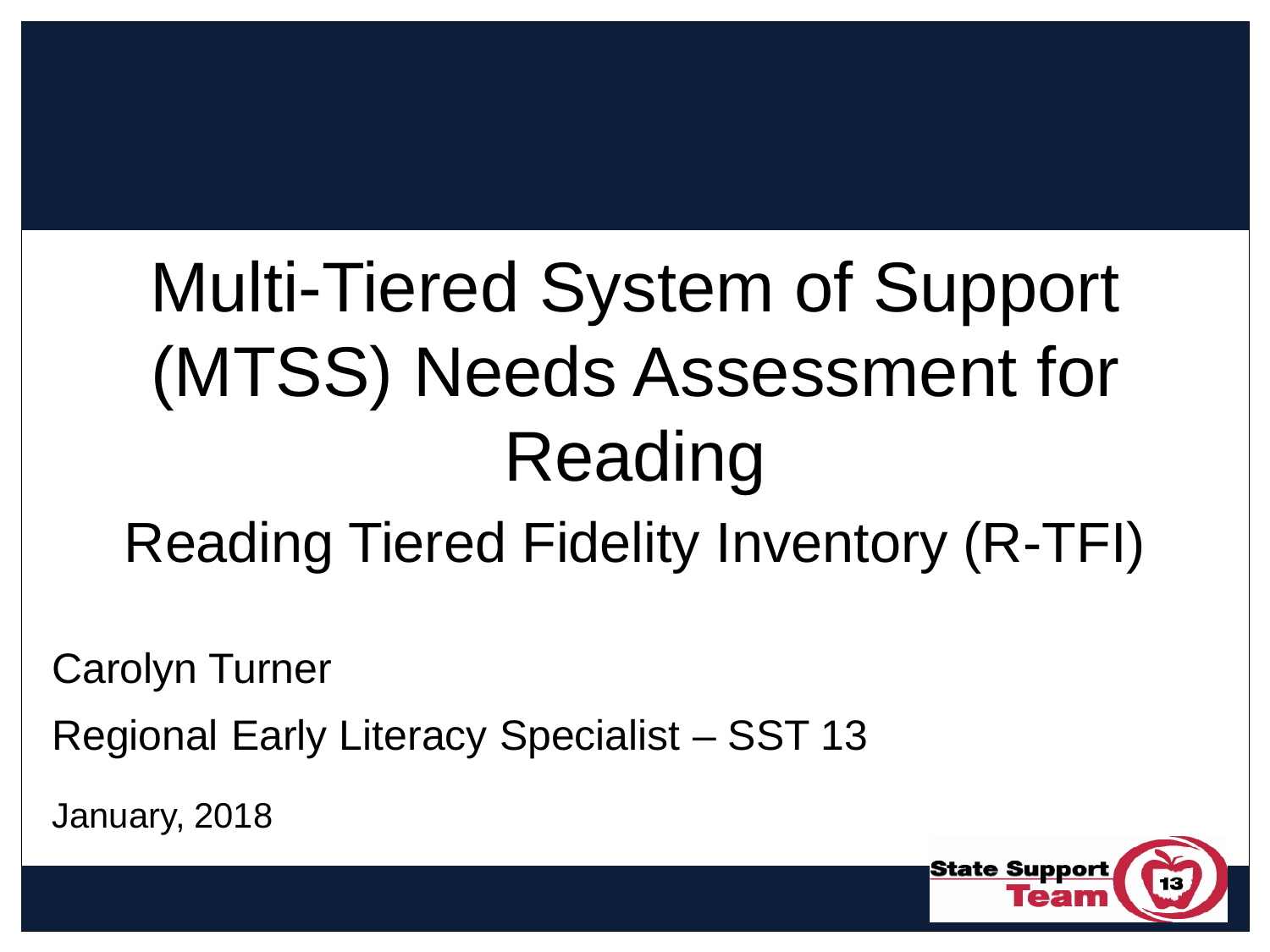# Multi-Tiered System of Support (MTSS) Needs Assessment for Reading

## Reading Tiered Fidelity Inventory (R-TFI)

Carolyn Turner

Regional Early Literacy Specialist – SST 13

January, 2018

State Support Team 13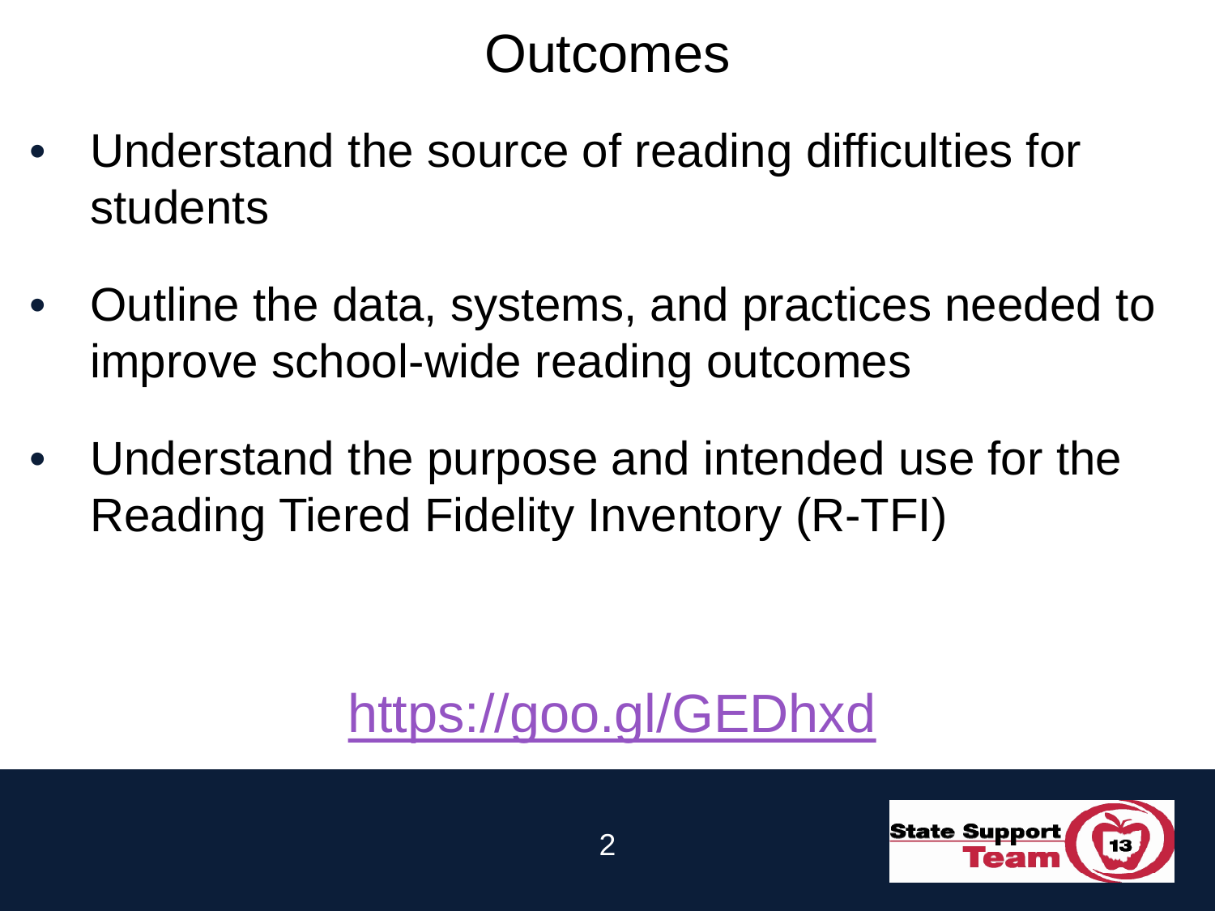# Outcomes

- Understand the source of reading difficulties for students
- Outline the data, systems, and practices needed to improve school-wide reading outcomes
- Understand the purpose and intended use for the Reading Tiered Fidelity Inventory (R-TFI)

https://goo.gl/GEDhxd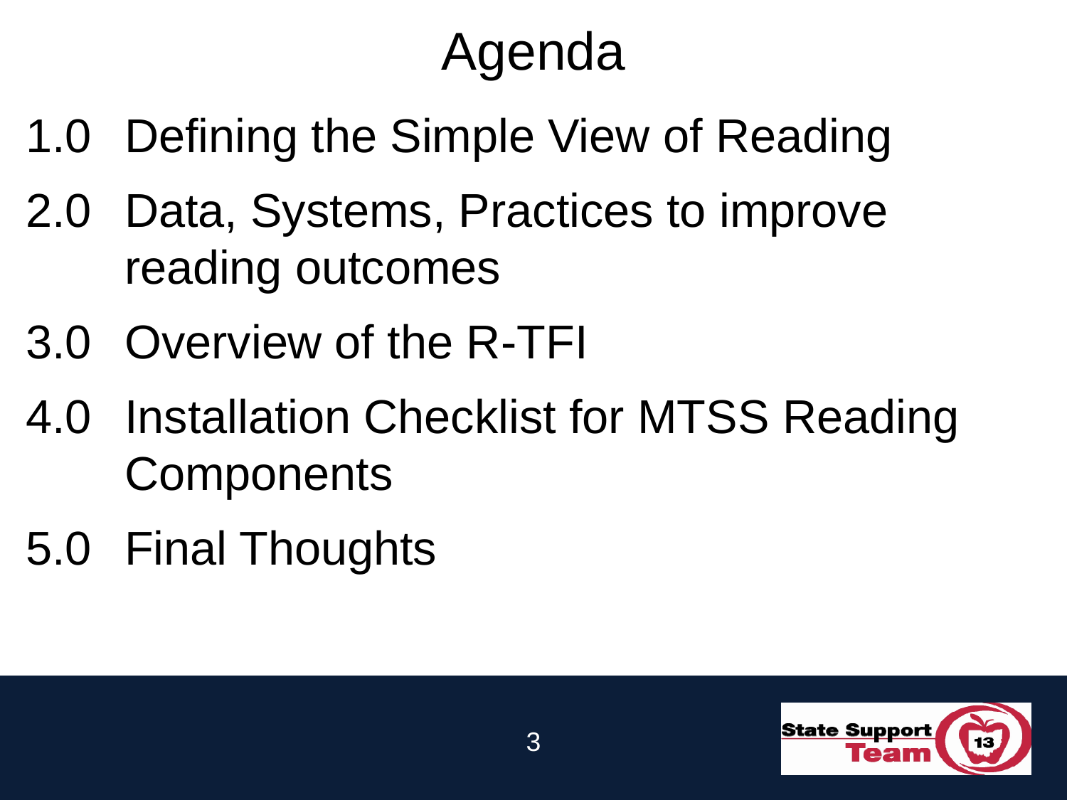# Agenda

1.0 Defining the Simple View of Reading

2.0 Data, Systems, Practices to improve reading outcomes

3.0 Overview of the R-TFI

4.0 Installation Checklist for MTSS Reading Components

5.0 Final Thoughts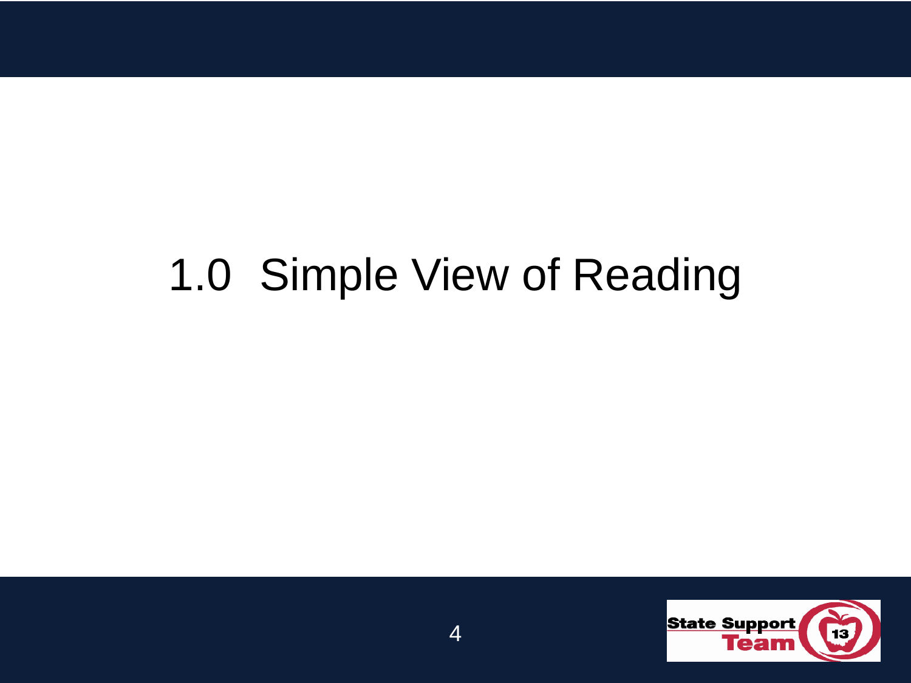# 1.0 Simple View of Reading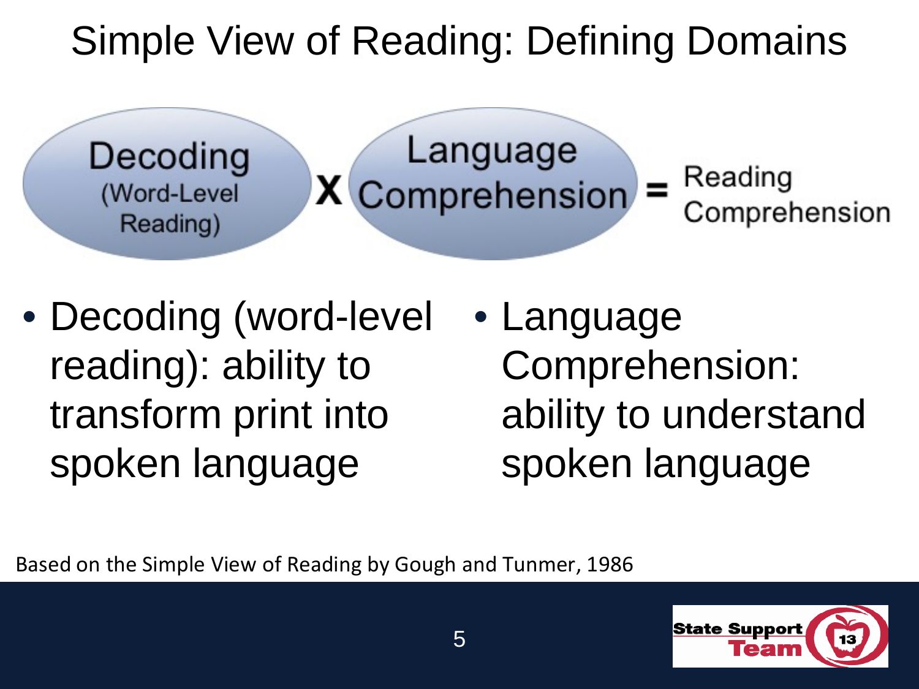# Simple View of Reading: Defining Domains

**Decoding** (Word-Level Reading) **X** **Language Comprehension** **=** Reading Comprehension

- Decoding (word-level reading): ability to transform print into spoken language
- Language Comprehension: ability to understand spoken language

Based on the Simple View of Reading by Gough and Tunmer, 1986

State Support Team 13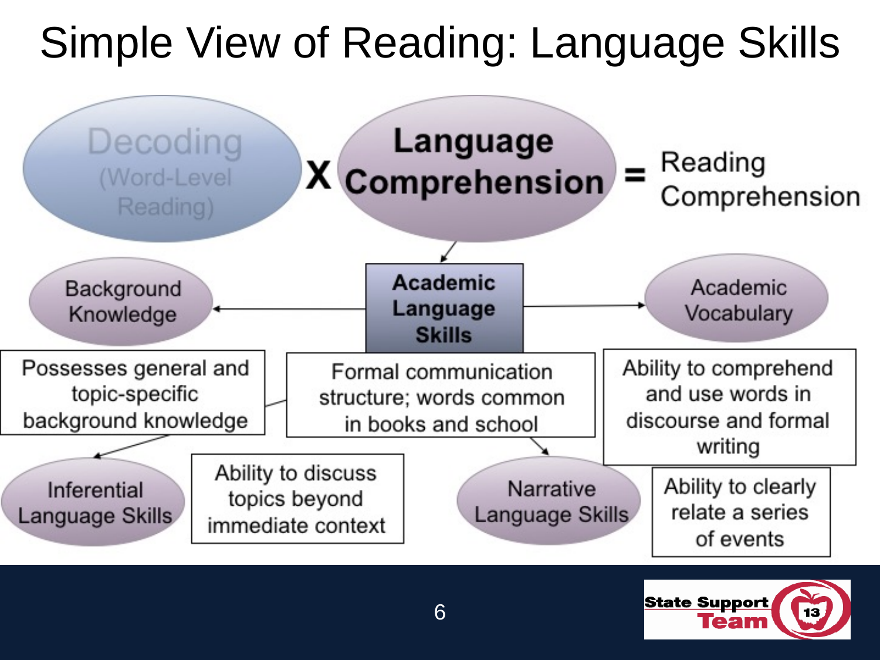# Simple View of Reading: Language Skills

Decoding (Word-Level Reading) X **Language Comprehension** = Reading Comprehension

**Academic Language Skills**

- Formal communication structure; words common in books and school

**Background Knowledge**

- Possesses general and topic-specific background knowledge

**Academic Vocabulary**

- Ability to comprehend and use words in discourse and formal writing

**Inferential Language Skills**

- Ability to discuss topics beyond immediate context

**Narrative Language Skills**

- Ability to clearly relate a series of events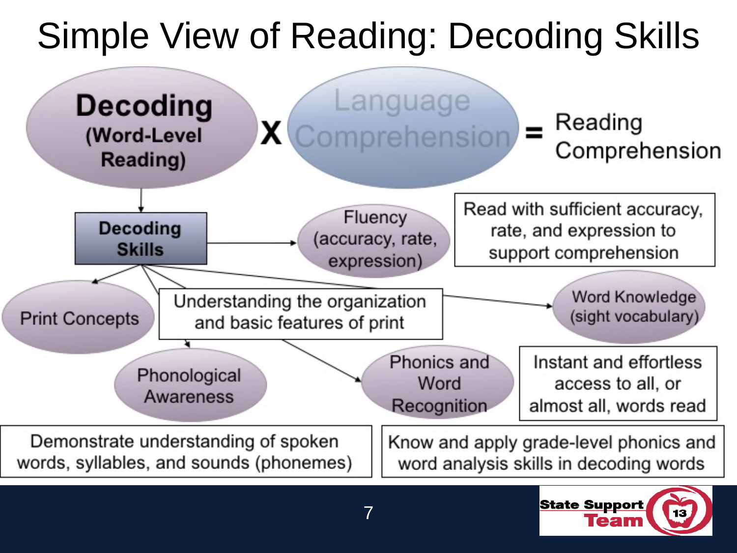# Simple View of Reading: Decoding Skills

**Decoding (Word-Level Reading)** X Language Comprehension = Reading Comprehension

**Decoding Skills**

- **Fluency (accuracy, rate, expression)**: Read with sufficient accuracy, rate, and expression to support comprehension
- **Print Concepts**: Understanding the organization and basic features of print
- **Word Knowledge (sight vocabulary)**: Instant and effortless access to all, or almost all, words read
- **Phonological Awareness**: Demonstrate understanding of spoken words, syllables, and sounds (phonemes)
- **Phonics and Word Recognition**: Know and apply grade-level phonics and word analysis skills in decoding words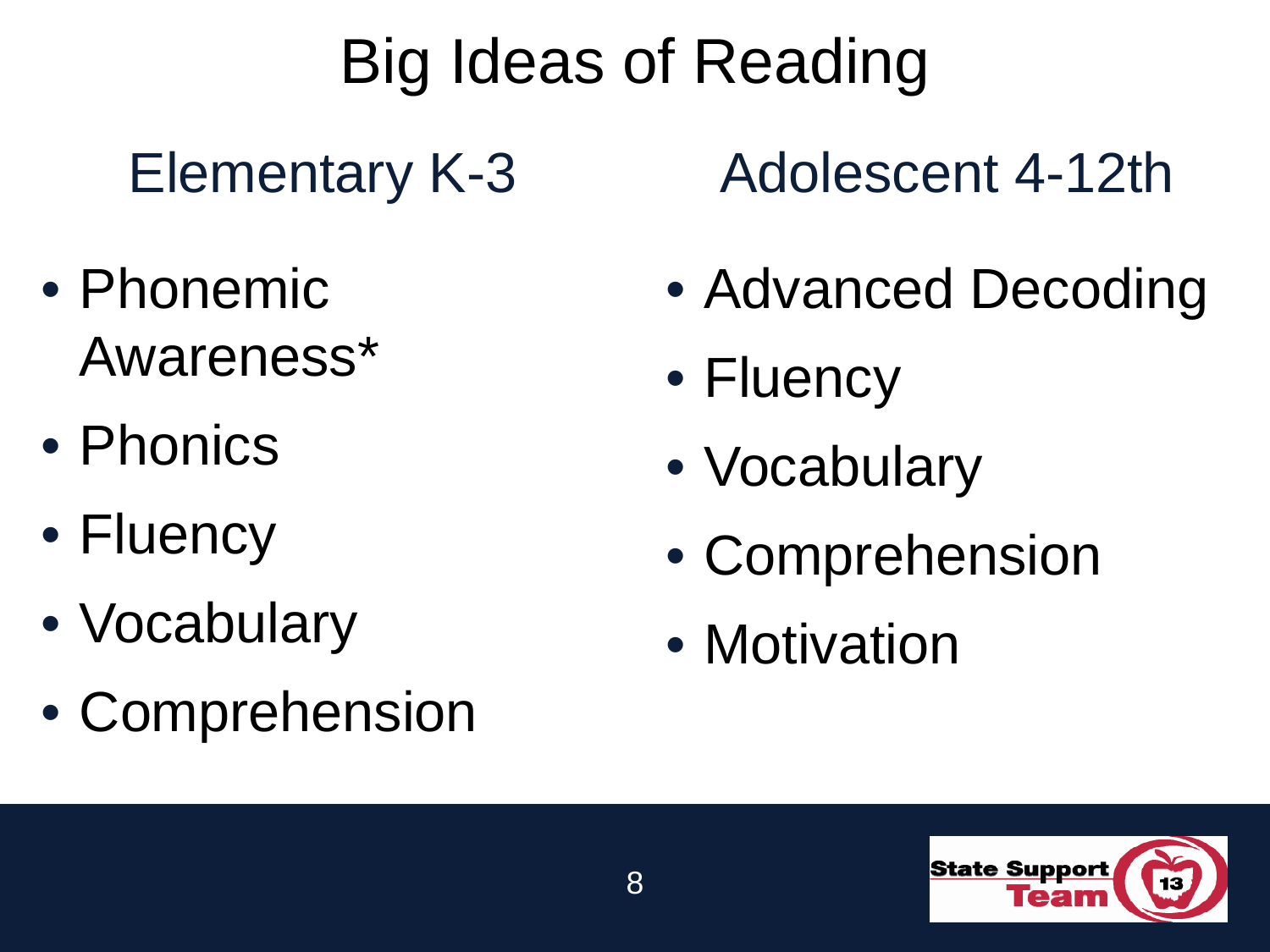# Big Ideas of Reading

## Elementary K-3

- Phonemic Awareness*
- Phonics
- Fluency
- Vocabulary
- Comprehension

## Adolescent 4-12th

- Advanced Decoding
- Fluency
- Vocabulary
- Comprehension
- Motivation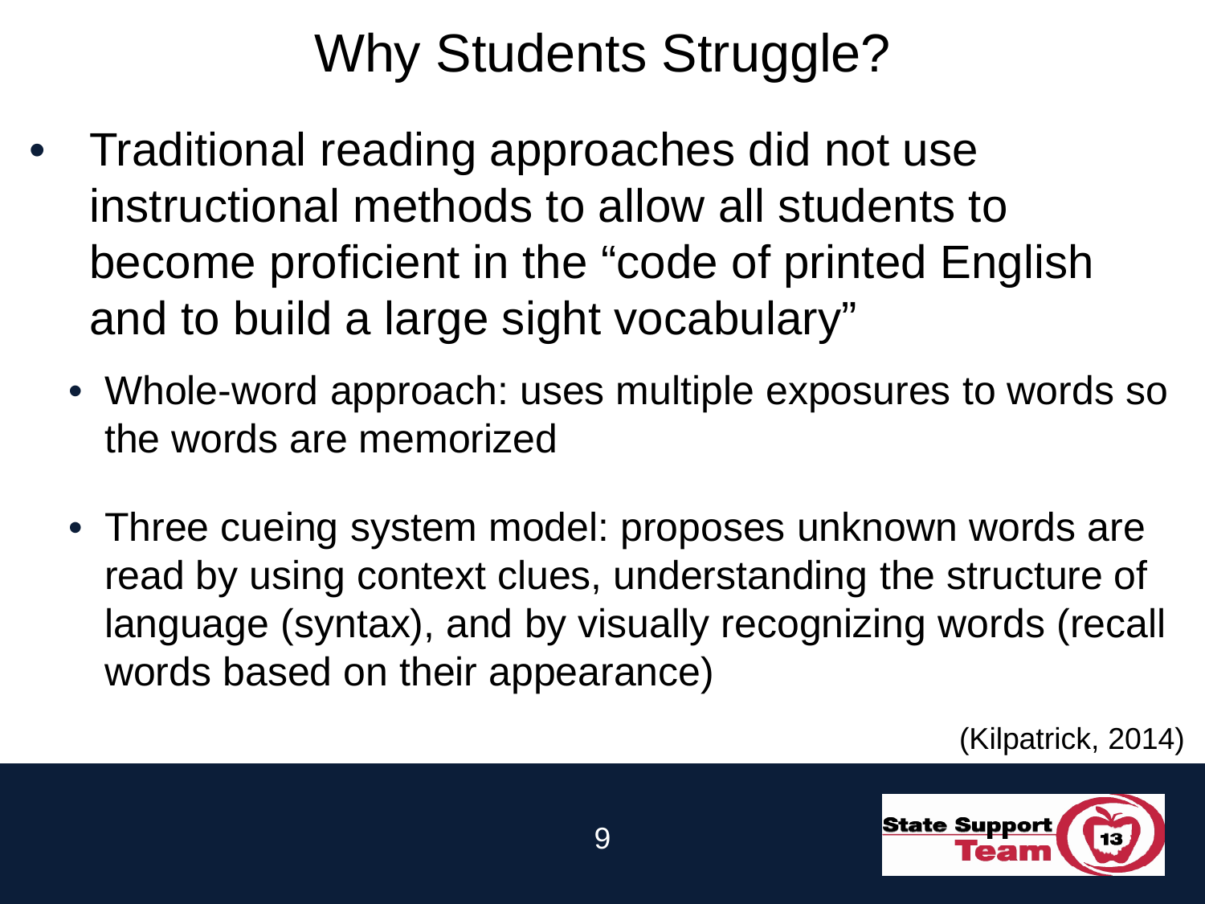# Why Students Struggle?

- Traditional reading approaches did not use instructional methods to allow all students to become proficient in the "code of printed English and to build a large sight vocabulary"
  - Whole-word approach: uses multiple exposures to words so the words are memorized
  - Three cueing system model: proposes unknown words are read by using context clues, understanding the structure of language (syntax), and by visually recognizing words (recall words based on their appearance)

(Kilpatrick, 2014)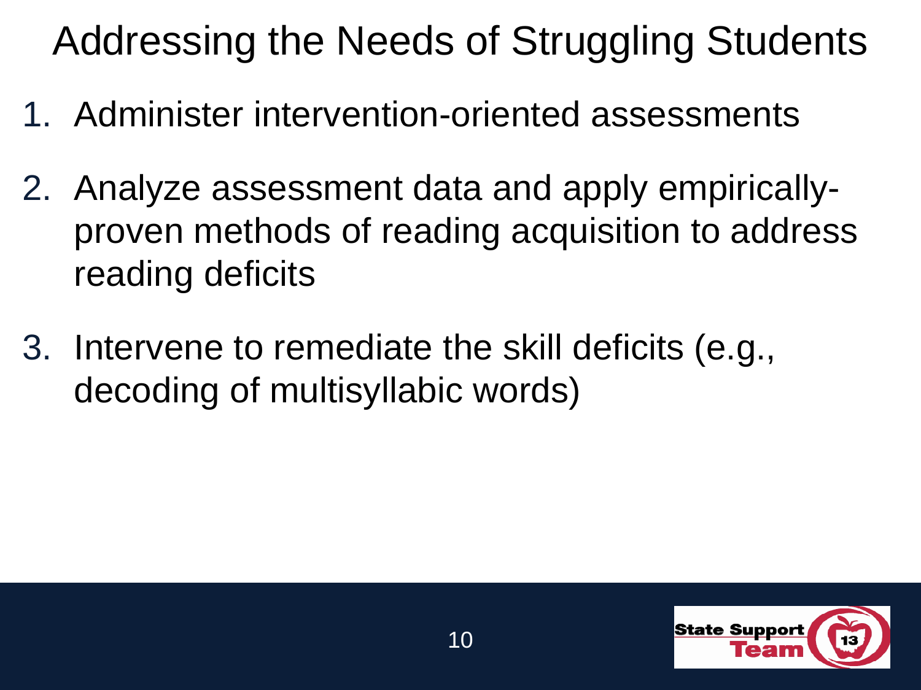# Addressing the Needs of Struggling Students

1. Administer intervention-oriented assessments
2. Analyze assessment data and apply empirically-proven methods of reading acquisition to address reading deficits
3. Intervene to remediate the skill deficits (e.g., decoding of multisyllabic words)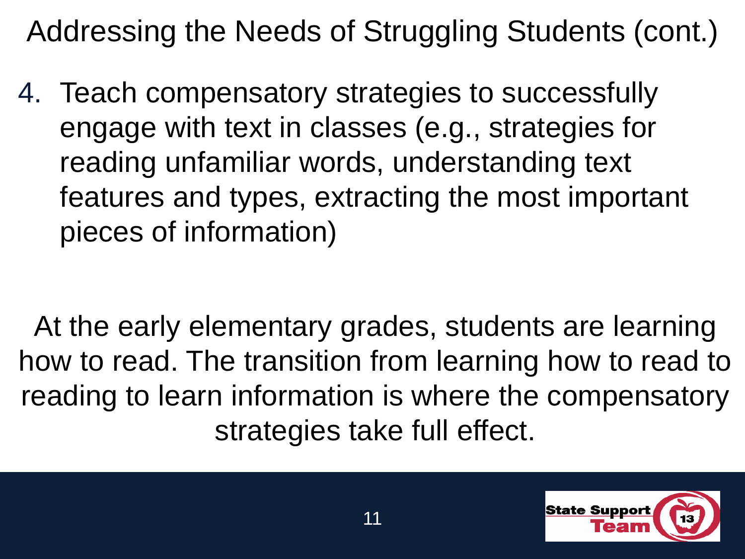# Addressing the Needs of Struggling Students (cont.)

4. Teach compensatory strategies to successfully engage with text in classes (e.g., strategies for reading unfamiliar words, understanding text features and types, extracting the most important pieces of information)

At the early elementary grades, students are learning how to read. The transition from learning how to read to reading to learn information is where the compensatory strategies take full effect.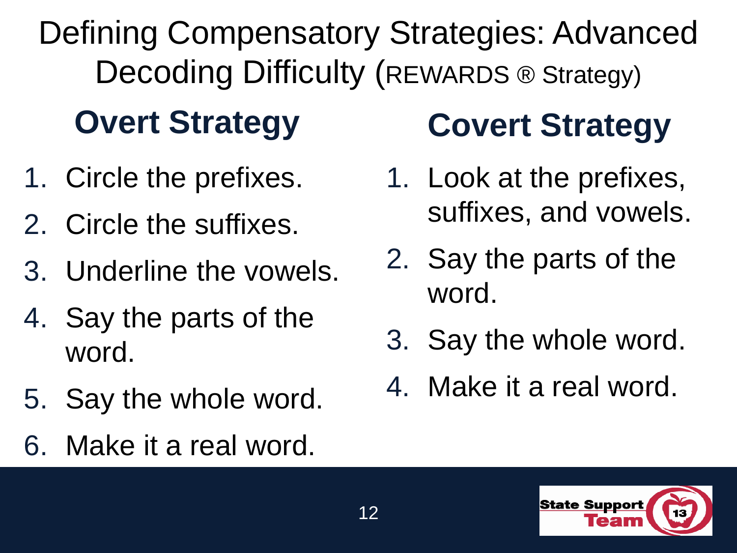# Defining Compensatory Strategies: Advanced Decoding Difficulty (REWARDS ® Strategy)

## Overt Strategy

1. Circle the prefixes.
2. Circle the suffixes.
3. Underline the vowels.
4. Say the parts of the word.
5. Say the whole word.
6. Make it a real word.

## Covert Strategy

1. Look at the prefixes, suffixes, and vowels.
2. Say the parts of the word.
3. Say the whole word.
4. Make it a real word.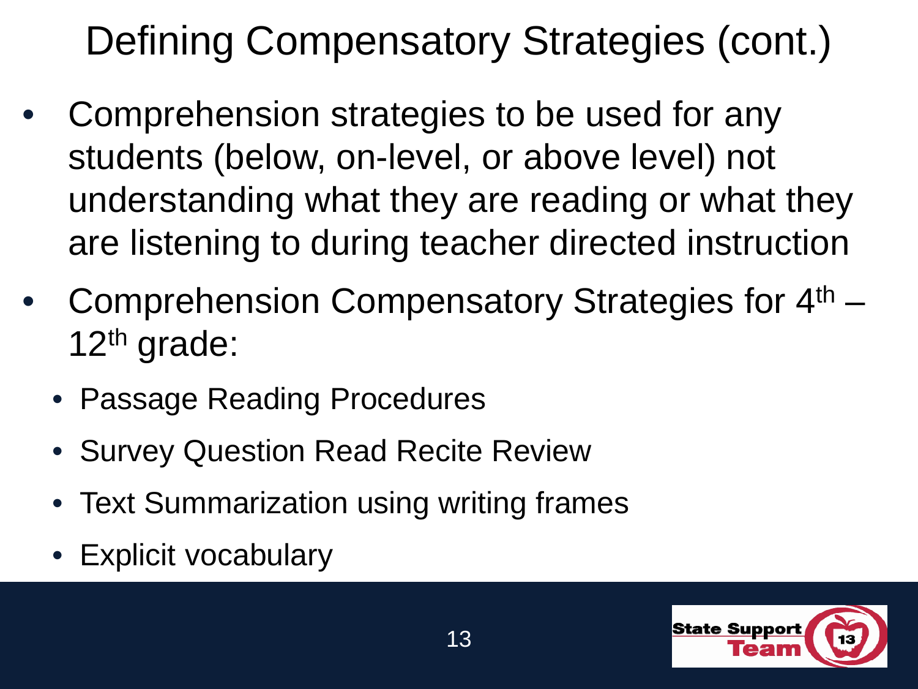# Defining Compensatory Strategies (cont.)

- Comprehension strategies to be used for any students (below, on-level, or above level) not understanding what they are reading or what they are listening to during teacher directed instruction
- Comprehension Compensatory Strategies for 4th – 12th grade:
  - Passage Reading Procedures
  - Survey Question Read Recite Review
  - Text Summarization using writing frames
  - Explicit vocabulary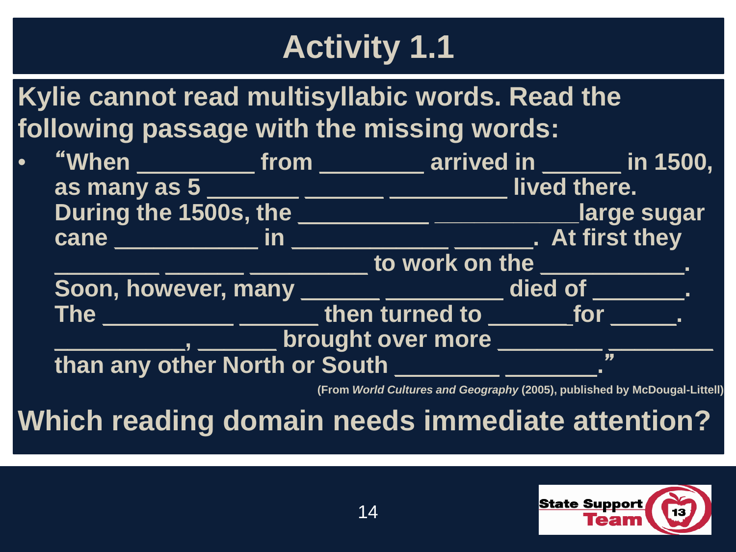# Activity 1.1

**Kylie cannot read multisyllabic words. Read the following passage with the missing words:**

- **"When _________ from ________ arrived in ______ in 1500, as many as 5 _______ ______ _________ lived there. During the 1500s, the __________ ___________large sugar cane ___________ in ____________ ______. At first they ________ ______ _________ to work on the ___________. Soon, however, many ______ _________ died of _______. The __________ ______ then turned to ______for _____. __________, ______ brought over more ________ ________ than any other North or South ________ _______."**

(From *World Cultures and Geography* (2005), published by McDougal-Littell)

**Which reading domain needs immediate attention?**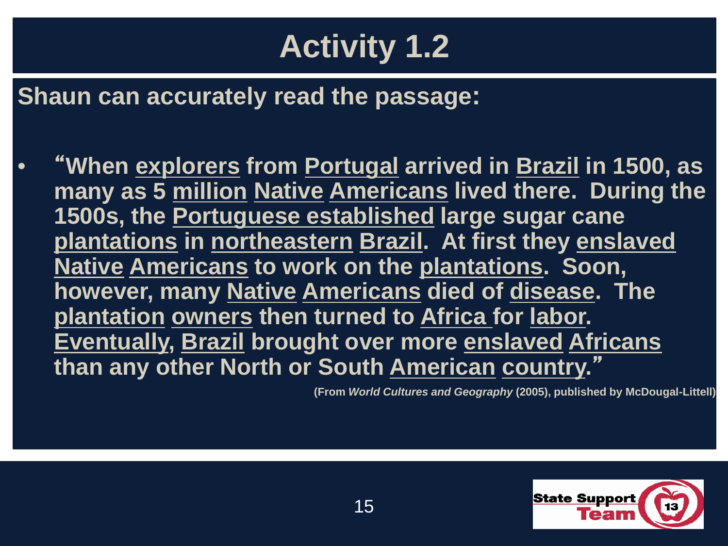# Activity 1.2

**Shaun can accurately read the passage:**

- **"When explorers from Portugal arrived in Brazil in 1500, as many as 5 million Native Americans lived there. During the 1500s, the Portuguese established large sugar cane plantations in northeastern Brazil. At first they enslaved Native Americans to work on the plantations. Soon, however, many Native Americans died of disease. The plantation owners then turned to Africa for labor. Eventually, Brazil brought over more enslaved Africans than any other North or South American country."**

**(From *World Cultures and Geography* (2005), published by McDougal-Littell)**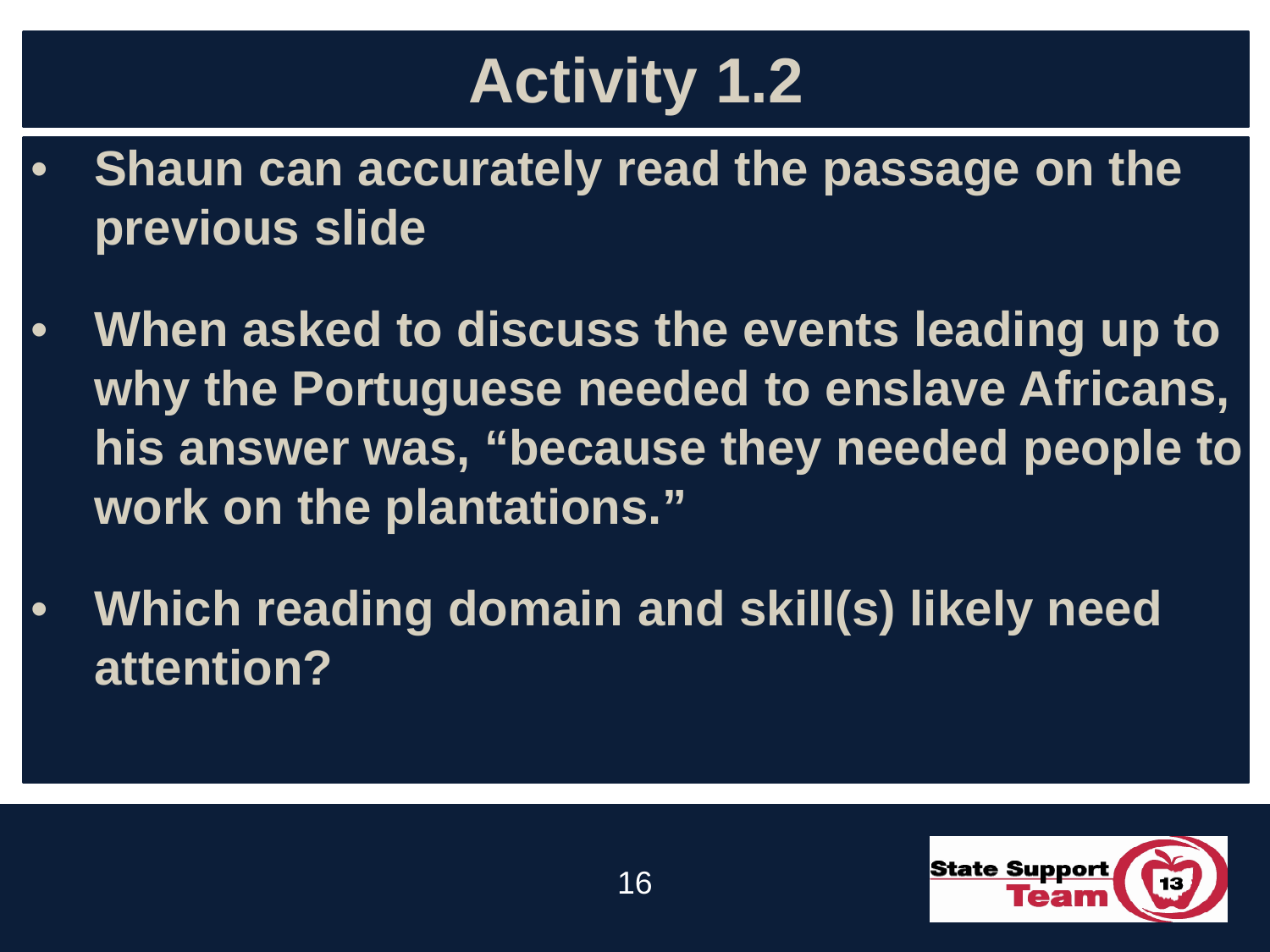# Activity 1.2

- Shaun can accurately read the passage on the previous slide
- When asked to discuss the events leading up to why the Portuguese needed to enslave Africans, his answer was, "because they needed people to work on the plantations."
- Which reading domain and skill(s) likely need attention?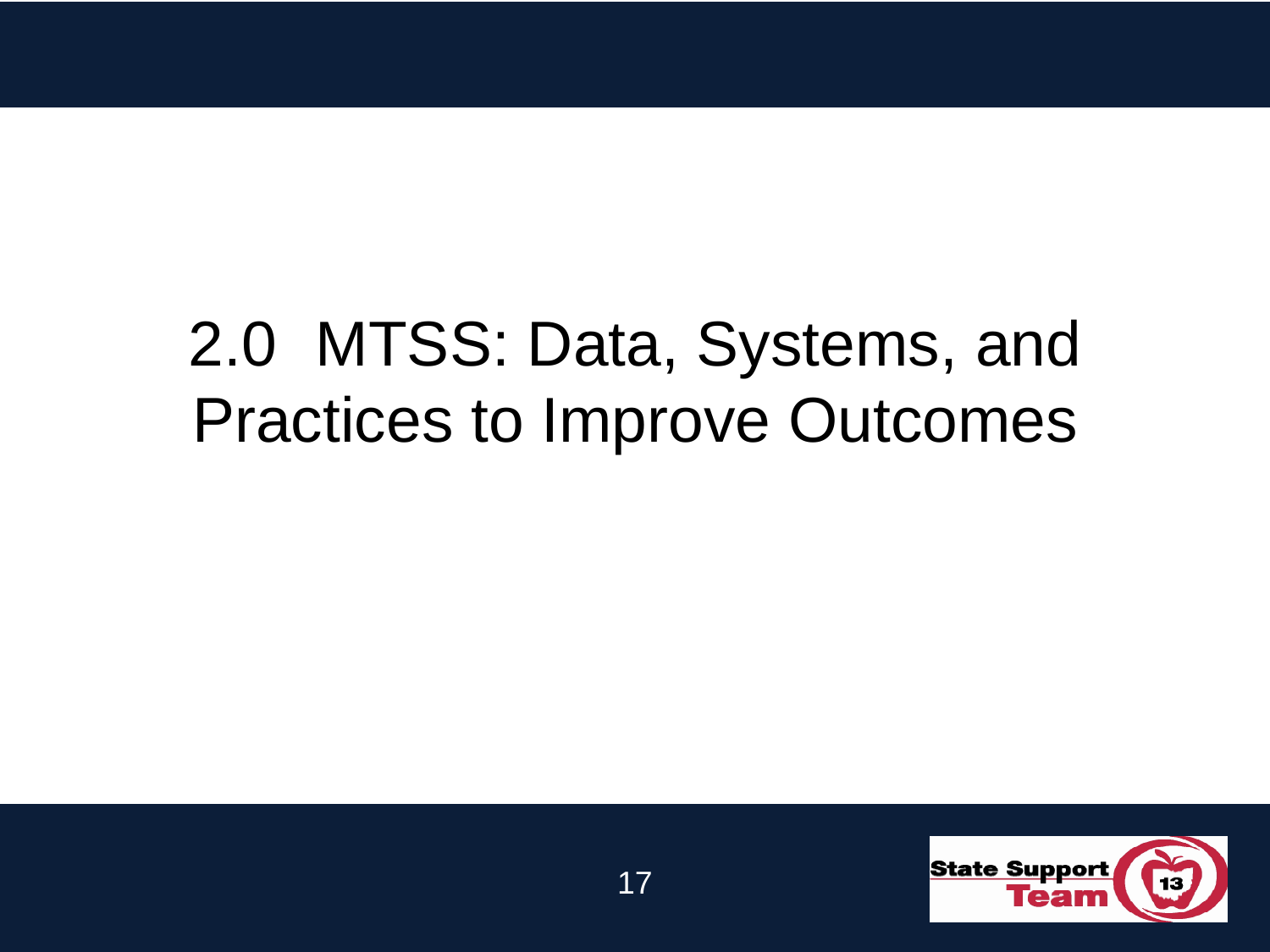# 2.0 MTSS: Data, Systems, and Practices to Improve Outcomes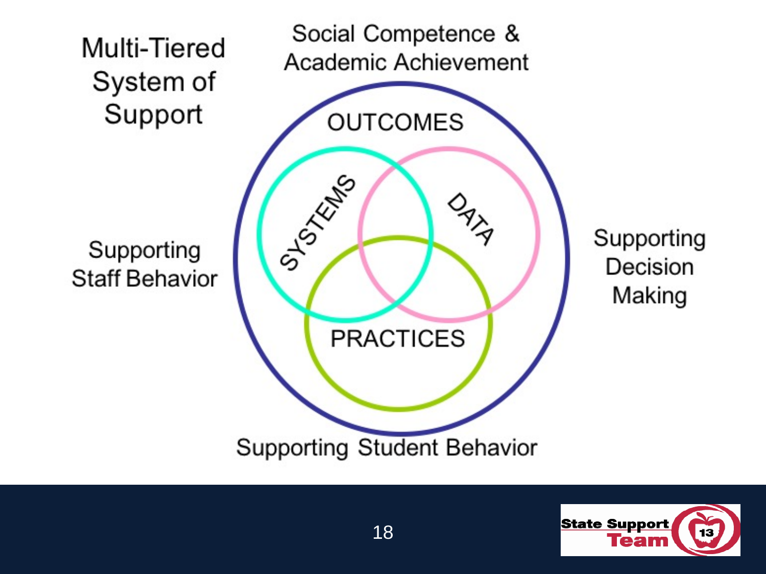# Multi-Tiered System of Support

Social Competence & Academic Achievement

OUTCOMES

SYSTEMS

DATA

PRACTICES

Supporting Staff Behavior

Supporting Decision Making

Supporting Student Behavior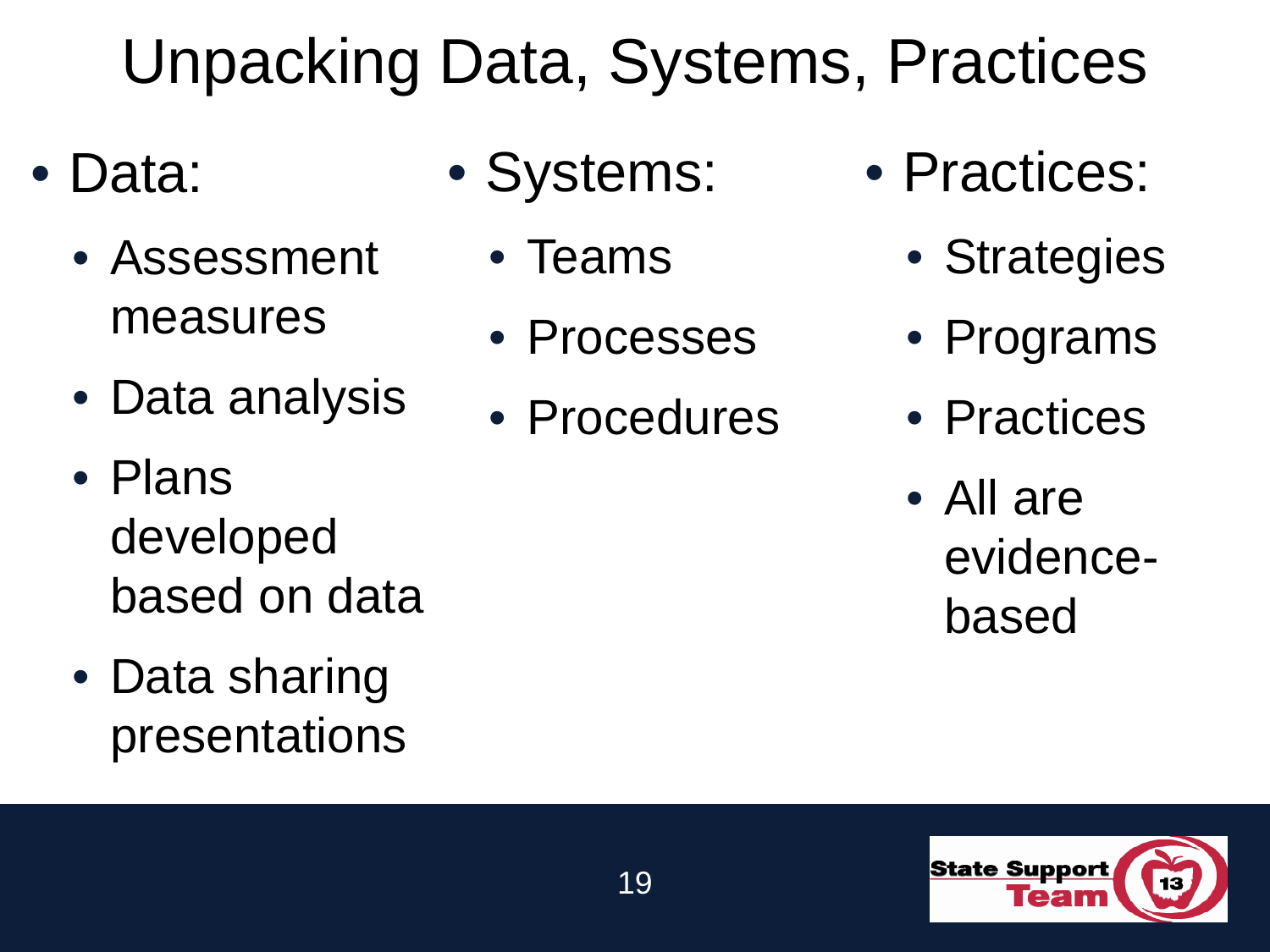# Unpacking Data, Systems, Practices

- Data:
  - Assessment measures
  - Data analysis
  - Plans developed based on data
  - Data sharing presentations
- Systems:
  - Teams
  - Processes
  - Procedures
- Practices:
  - Strategies
  - Programs
  - Practices
  - All are evidence-based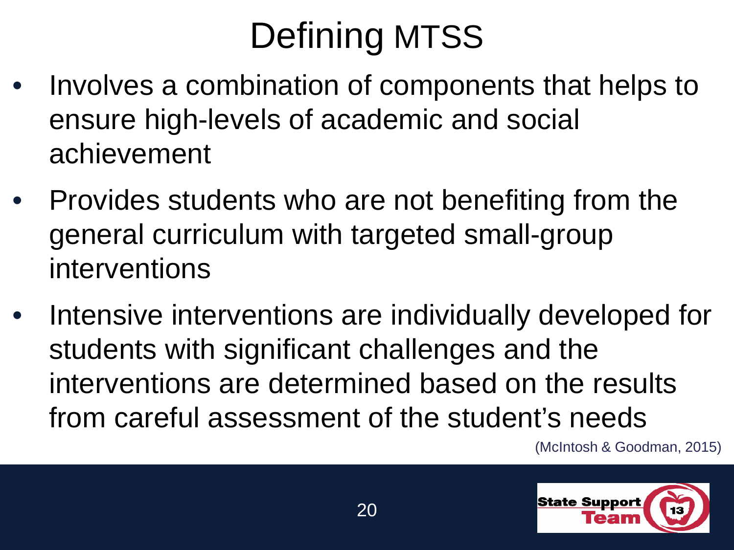# Defining MTSS

- Involves a combination of components that helps to ensure high-levels of academic and social achievement
- Provides students who are not benefiting from the general curriculum with targeted small-group interventions
- Intensive interventions are individually developed for students with significant challenges and the interventions are determined based on the results from careful assessment of the student's needs

(McIntosh & Goodman, 2015)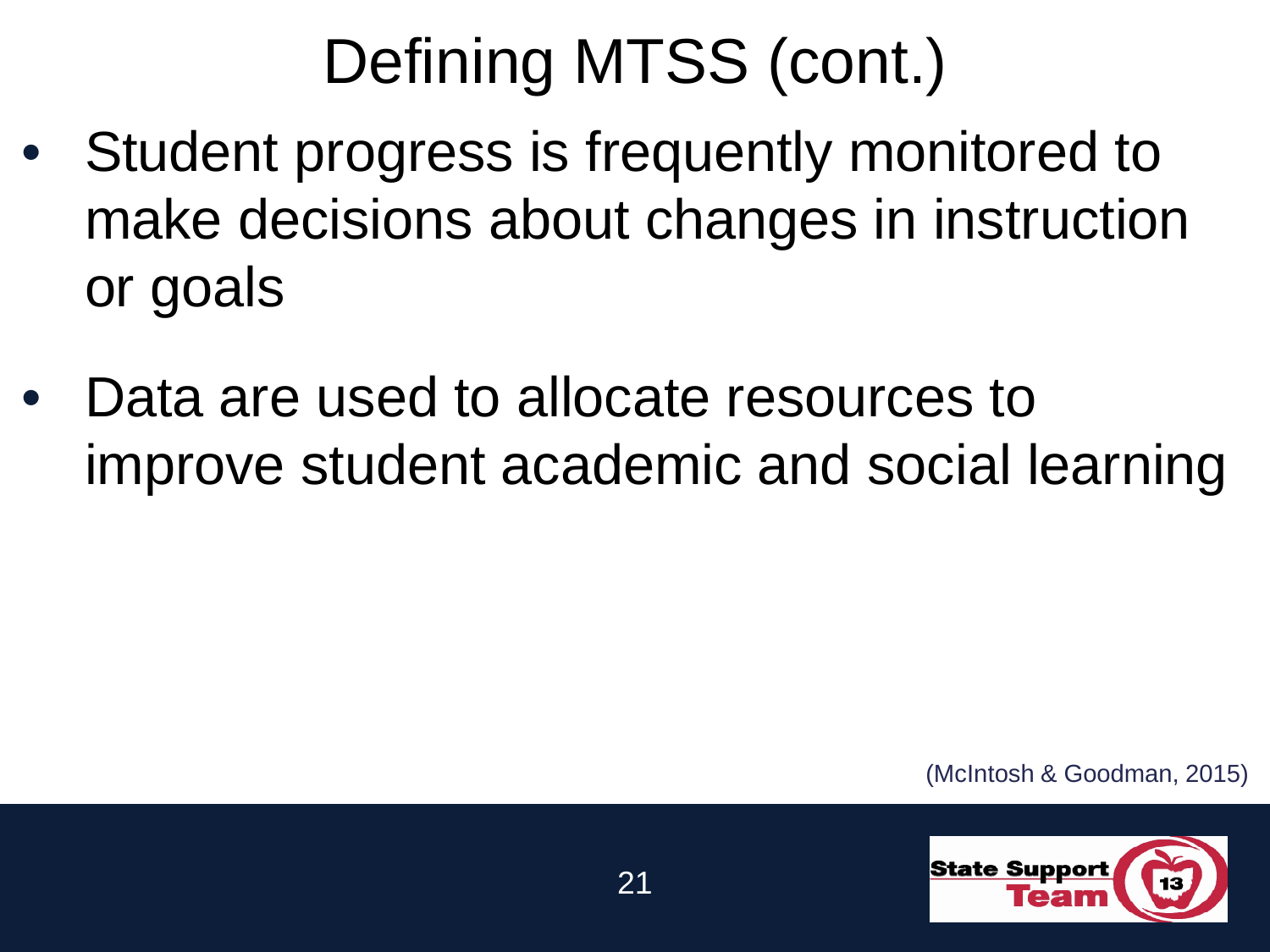# Defining MTSS (cont.)

- Student progress is frequently monitored to make decisions about changes in instruction or goals
- Data are used to allocate resources to improve student academic and social learning

(McIntosh & Goodman, 2015)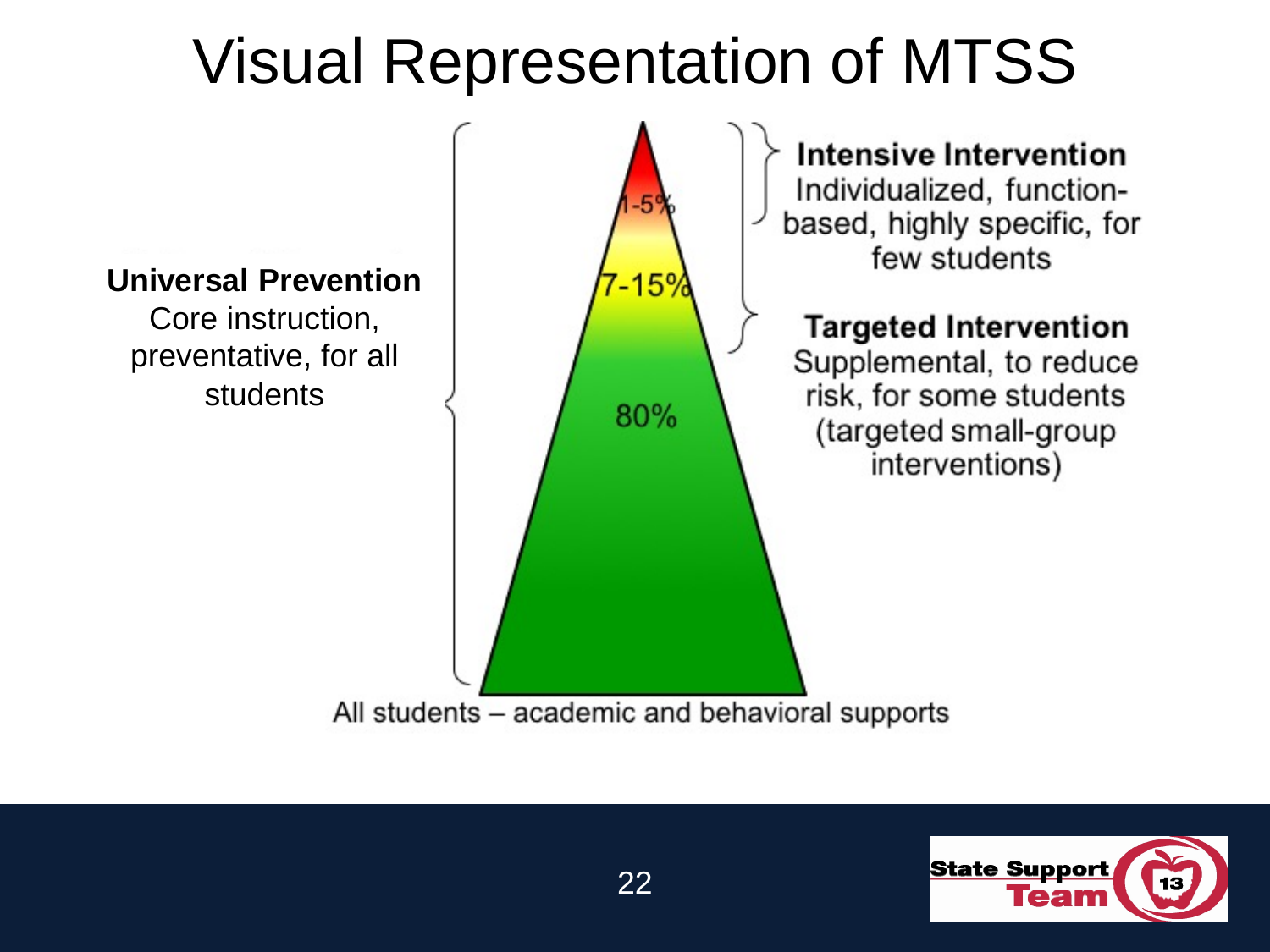# Visual Representation of MTSS

**Universal Prevention**
Core instruction, preventative, for all students

1-5%

7-15%

80%

**Intensive Intervention**
Individualized, function-based, highly specific, for few students

**Targeted Intervention**
Supplemental, to reduce risk, for some students (targeted small-group interventions)

All students – academic and behavioral supports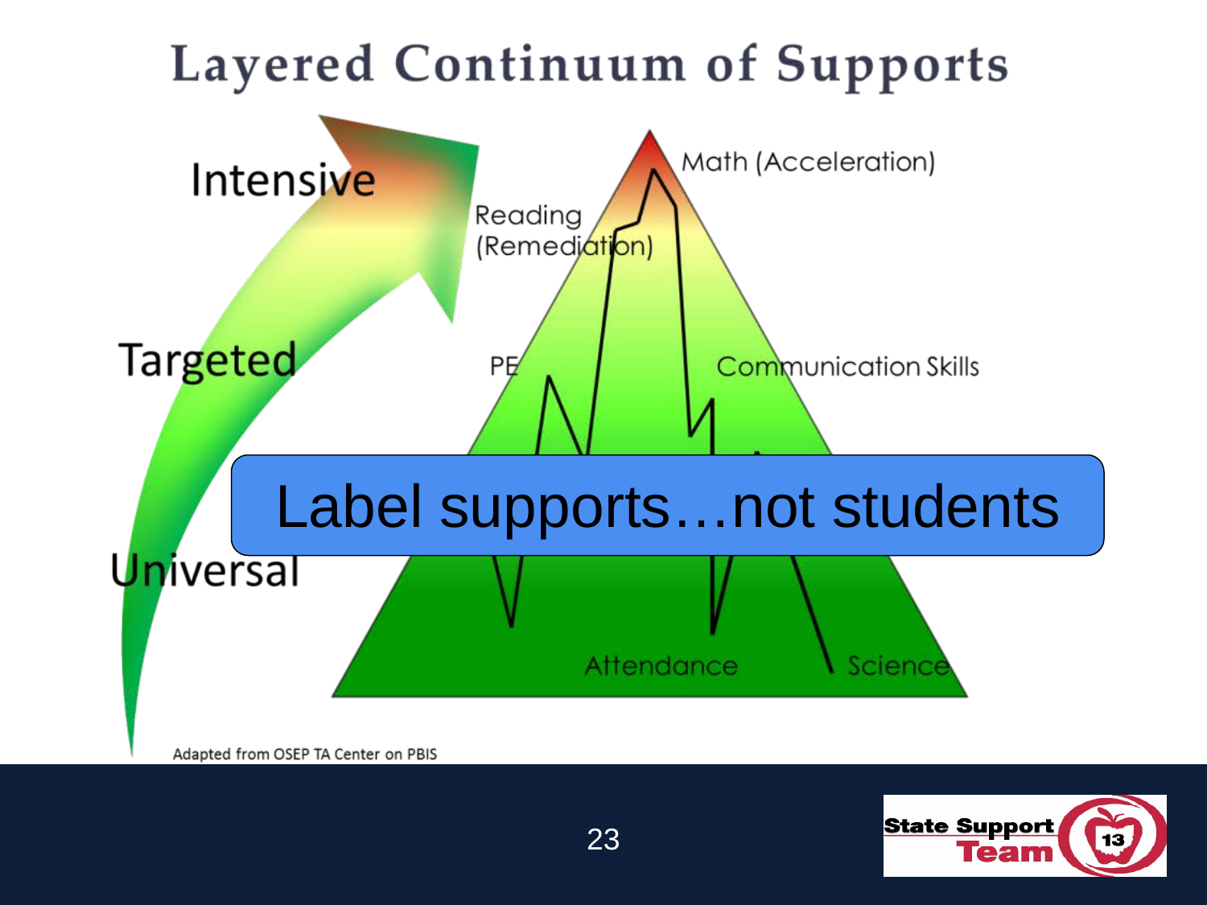# Layered Continuum of Supports

Intensive

Targeted

Universal

Math (Acceleration)

Reading (Remediation)

PE

Communication Skills

Attendance

Science

Label supports…not students

Adapted from OSEP TA Center on PBIS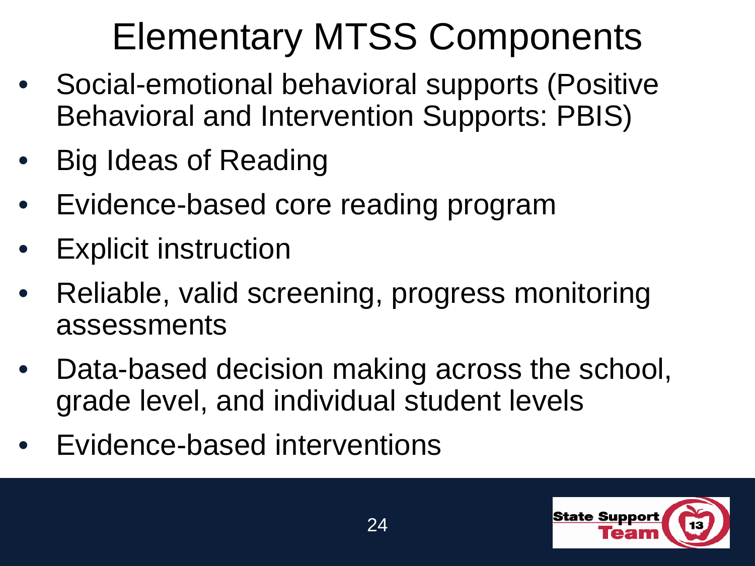# Elementary MTSS Components

- Social-emotional behavioral supports (Positive Behavioral and Intervention Supports: PBIS)
- Big Ideas of Reading
- Evidence-based core reading program
- Explicit instruction
- Reliable, valid screening, progress monitoring assessments
- Data-based decision making across the school, grade level, and individual student levels
- Evidence-based interventions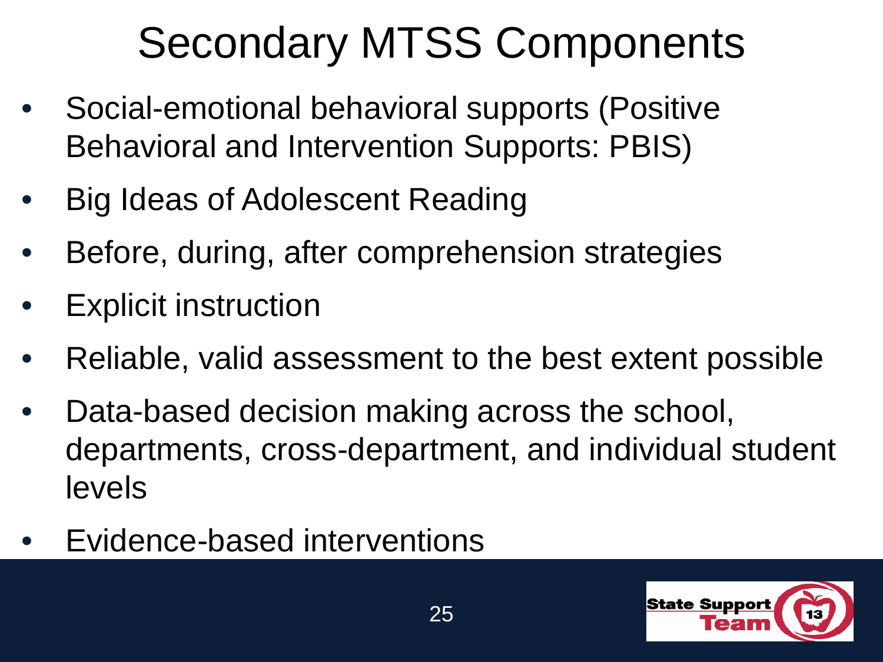# Secondary MTSS Components

- Social-emotional behavioral supports (Positive Behavioral and Intervention Supports: PBIS)
- Big Ideas of Adolescent Reading
- Before, during, after comprehension strategies
- Explicit instruction
- Reliable, valid assessment to the best extent possible
- Data-based decision making across the school, departments, cross-department, and individual student levels
- Evidence-based interventions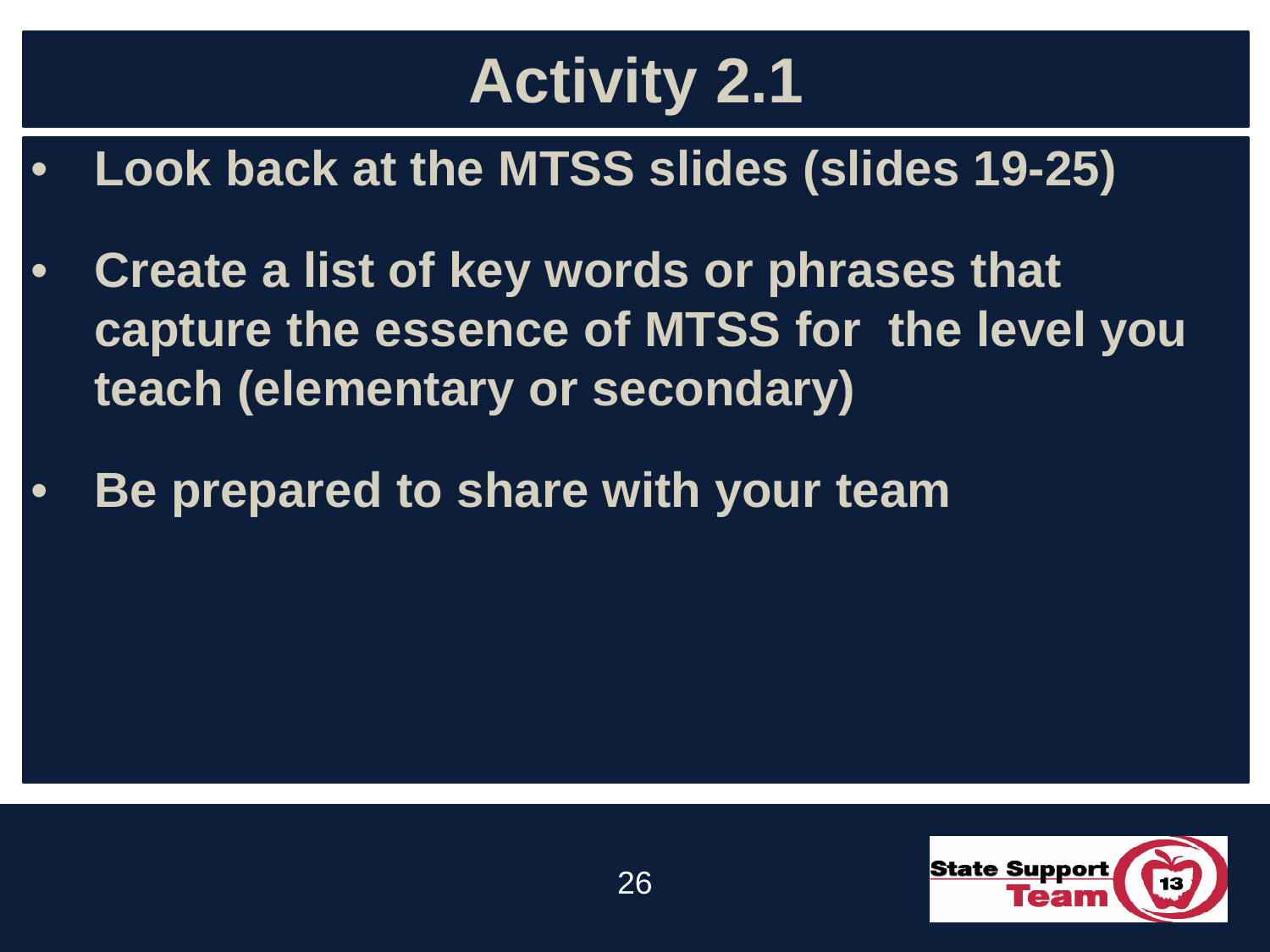# Activity 2.1

- Look back at the MTSS slides (slides 19-25)
- Create a list of key words or phrases that capture the essence of MTSS for the level you teach (elementary or secondary)
- Be prepared to share with your team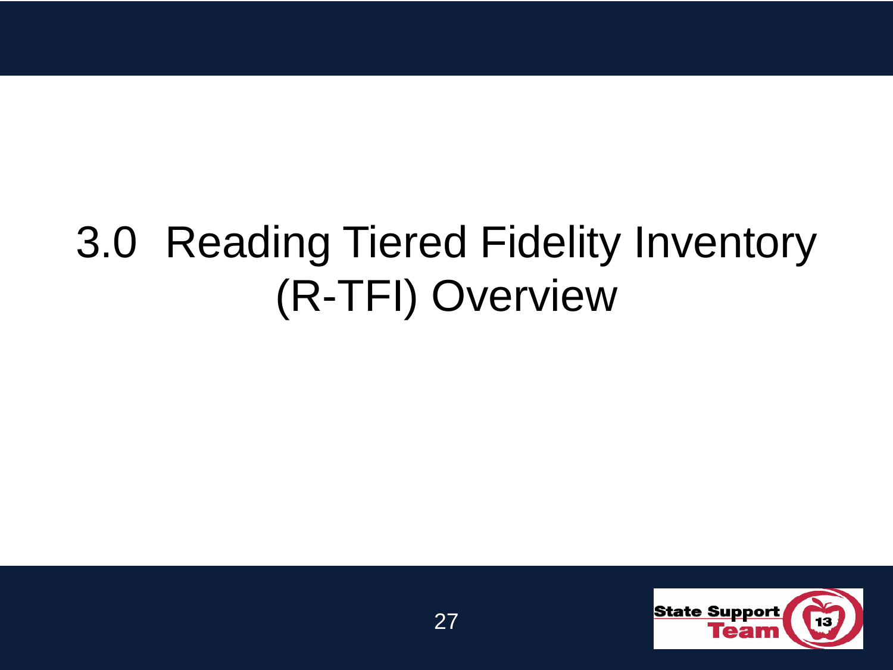# 3.0 Reading Tiered Fidelity Inventory (R-TFI) Overview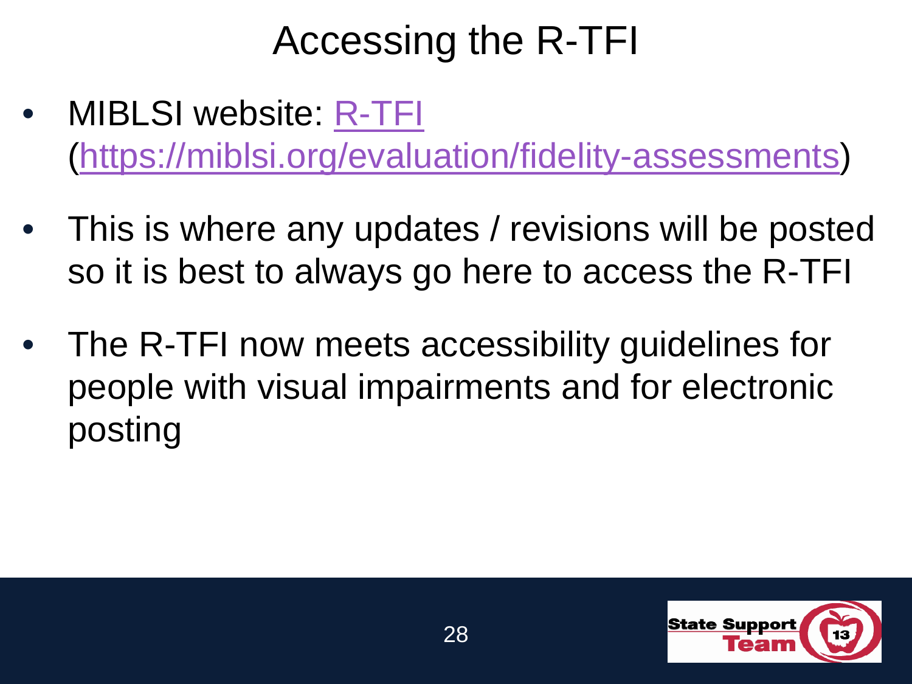# Accessing the R-TFI

- MIBLSI website: R-TFI (https://miblsi.org/evaluation/fidelity-assessments)
- This is where any updates / revisions will be posted so it is best to always go here to access the R-TFI
- The R-TFI now meets accessibility guidelines for people with visual impairments and for electronic posting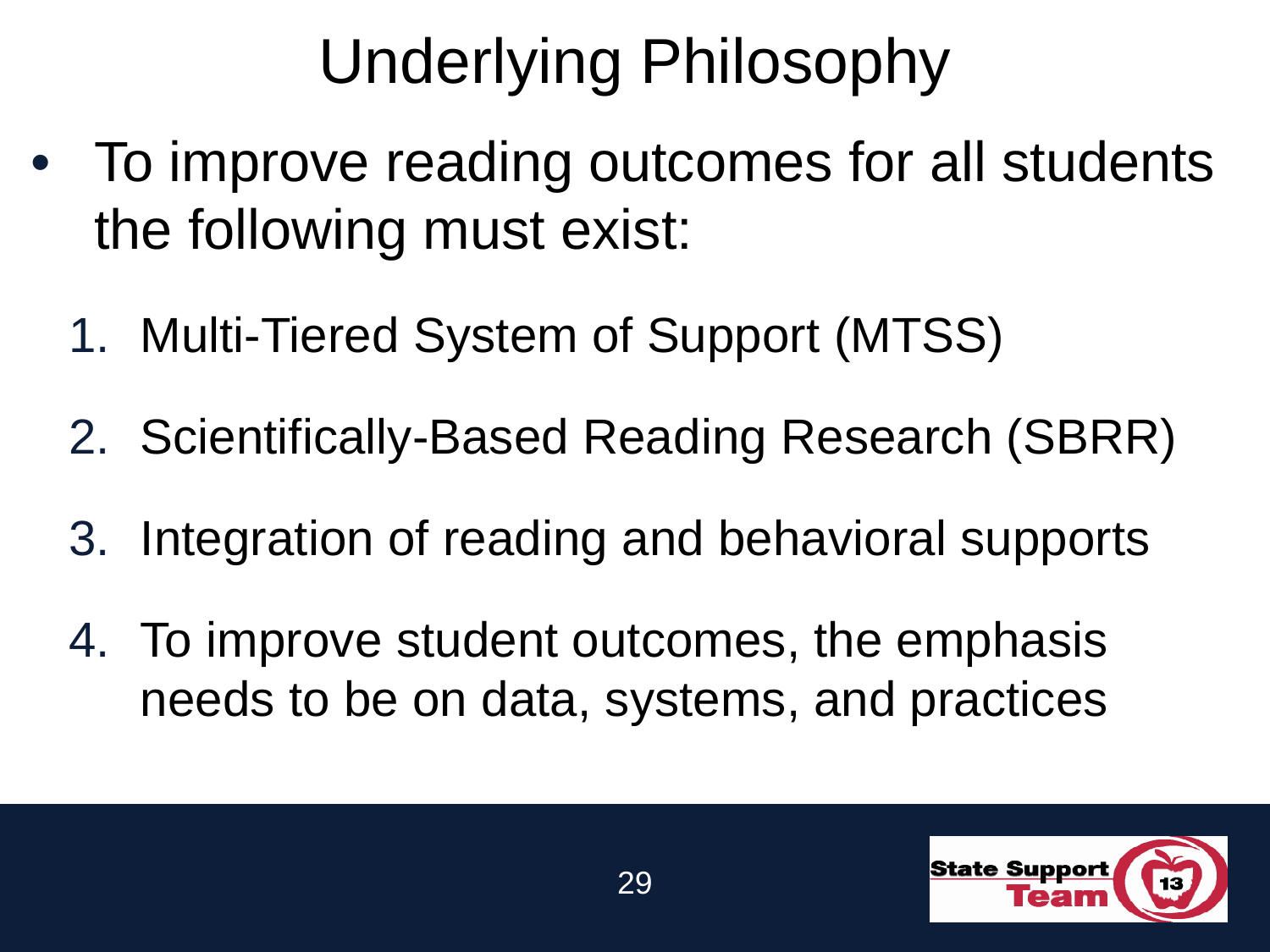# Underlying Philosophy

- To improve reading outcomes for all students the following must exist:
  1. Multi-Tiered System of Support (MTSS)
  2. Scientifically-Based Reading Research (SBRR)
  3. Integration of reading and behavioral supports
  4. To improve student outcomes, the emphasis needs to be on data, systems, and practices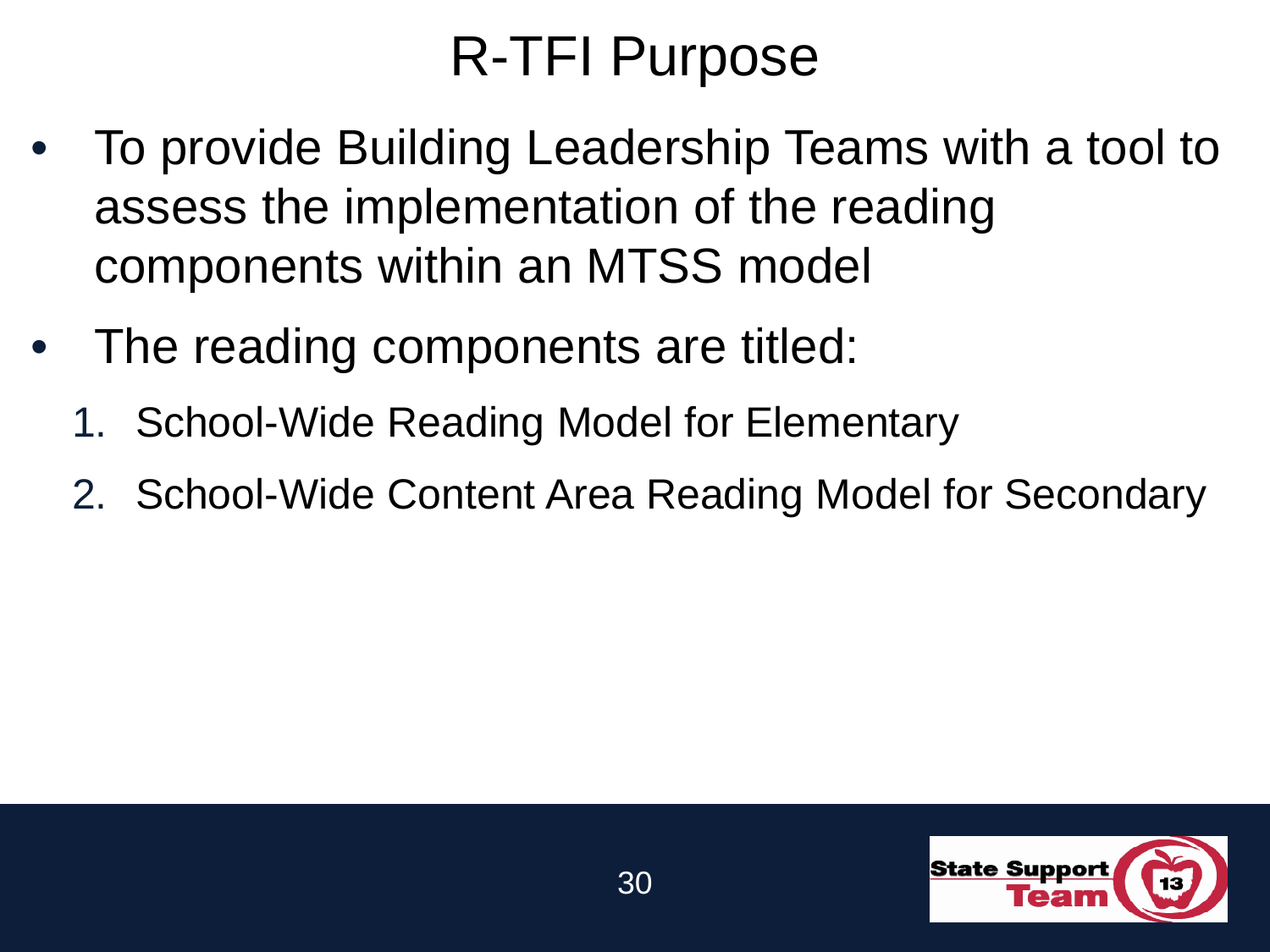# R-TFI Purpose

- To provide Building Leadership Teams with a tool to assess the implementation of the reading components within an MTSS model
- The reading components are titled:
  1. School-Wide Reading Model for Elementary
  2. School-Wide Content Area Reading Model for Secondary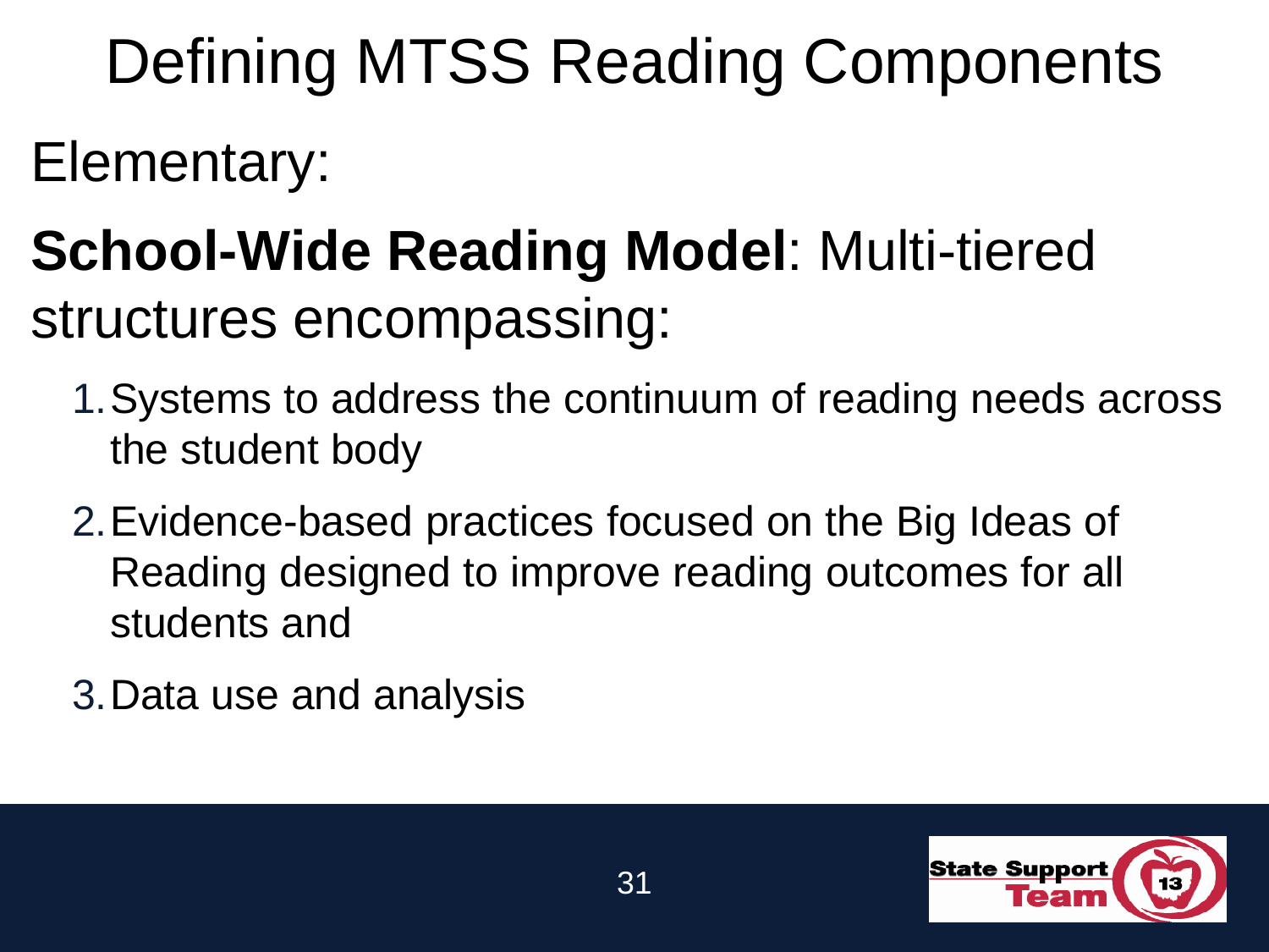# Defining MTSS Reading Components

Elementary:

**School-Wide Reading Model**: Multi-tiered structures encompassing:

1. Systems to address the continuum of reading needs across the student body
2. Evidence-based practices focused on the Big Ideas of Reading designed to improve reading outcomes for all students and
3. Data use and analysis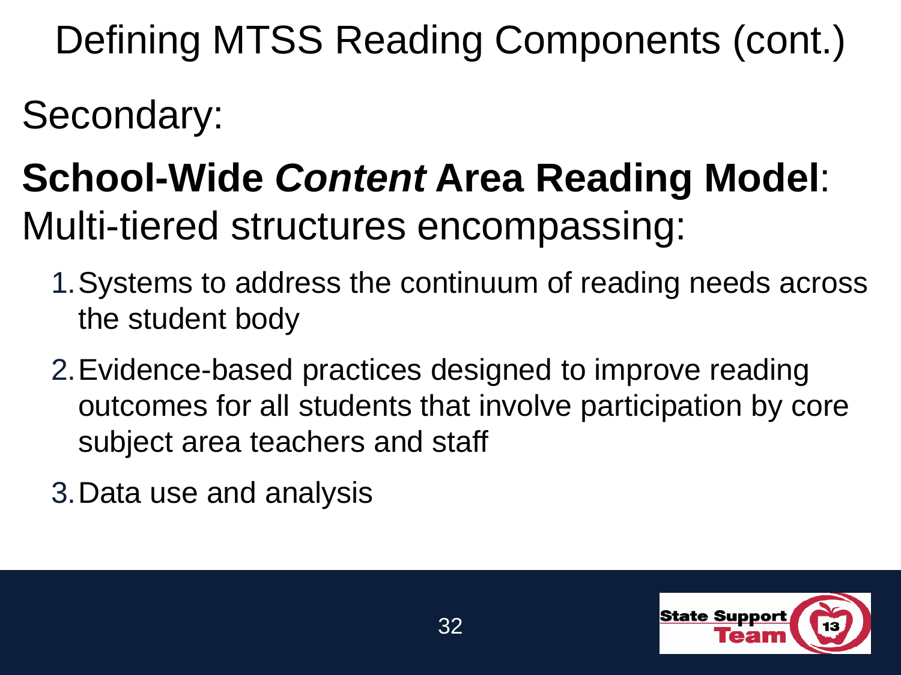# Defining MTSS Reading Components (cont.)

Secondary:

**School-Wide *Content* Area Reading Model**: Multi-tiered structures encompassing:

1. Systems to address the continuum of reading needs across the student body
2. Evidence-based practices designed to improve reading outcomes for all students that involve participation by core subject area teachers and staff
3. Data use and analysis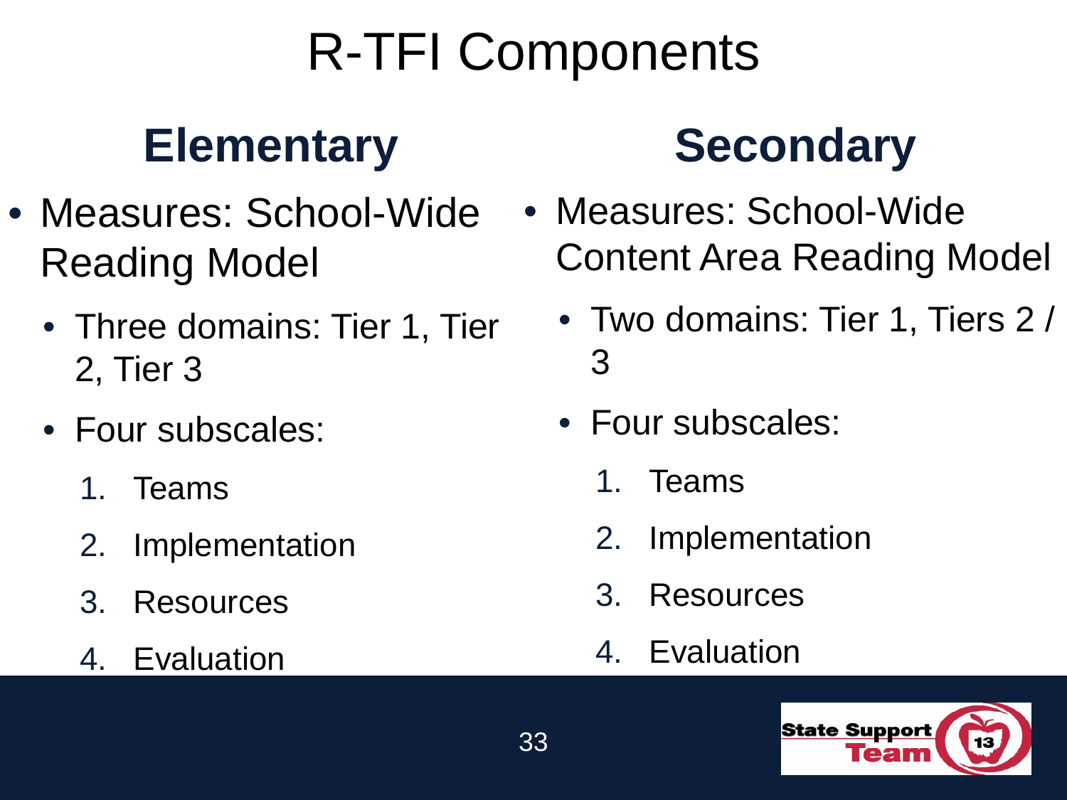# R-TFI Components

## Elementary

- Measures: School-Wide Reading Model
  - Three domains: Tier 1, Tier 2, Tier 3
  - Four subscales:
    1. Teams
    2. Implementation
    3. Resources
    4. Evaluation

## Secondary

- Measures: School-Wide Content Area Reading Model
  - Two domains: Tier 1, Tiers 2 / 3
  - Four subscales:
    1. Teams
    2. Implementation
    3. Resources
    4. Evaluation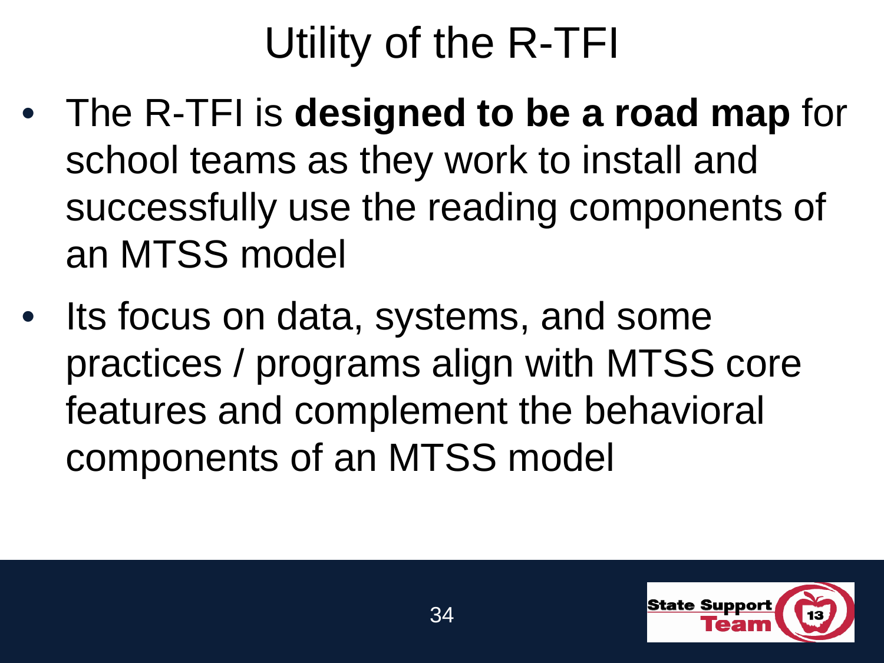# Utility of the R-TFI

- The R-TFI is **designed to be a road map** for school teams as they work to install and successfully use the reading components of an MTSS model
- Its focus on data, systems, and some practices / programs align with MTSS core features and complement the behavioral components of an MTSS model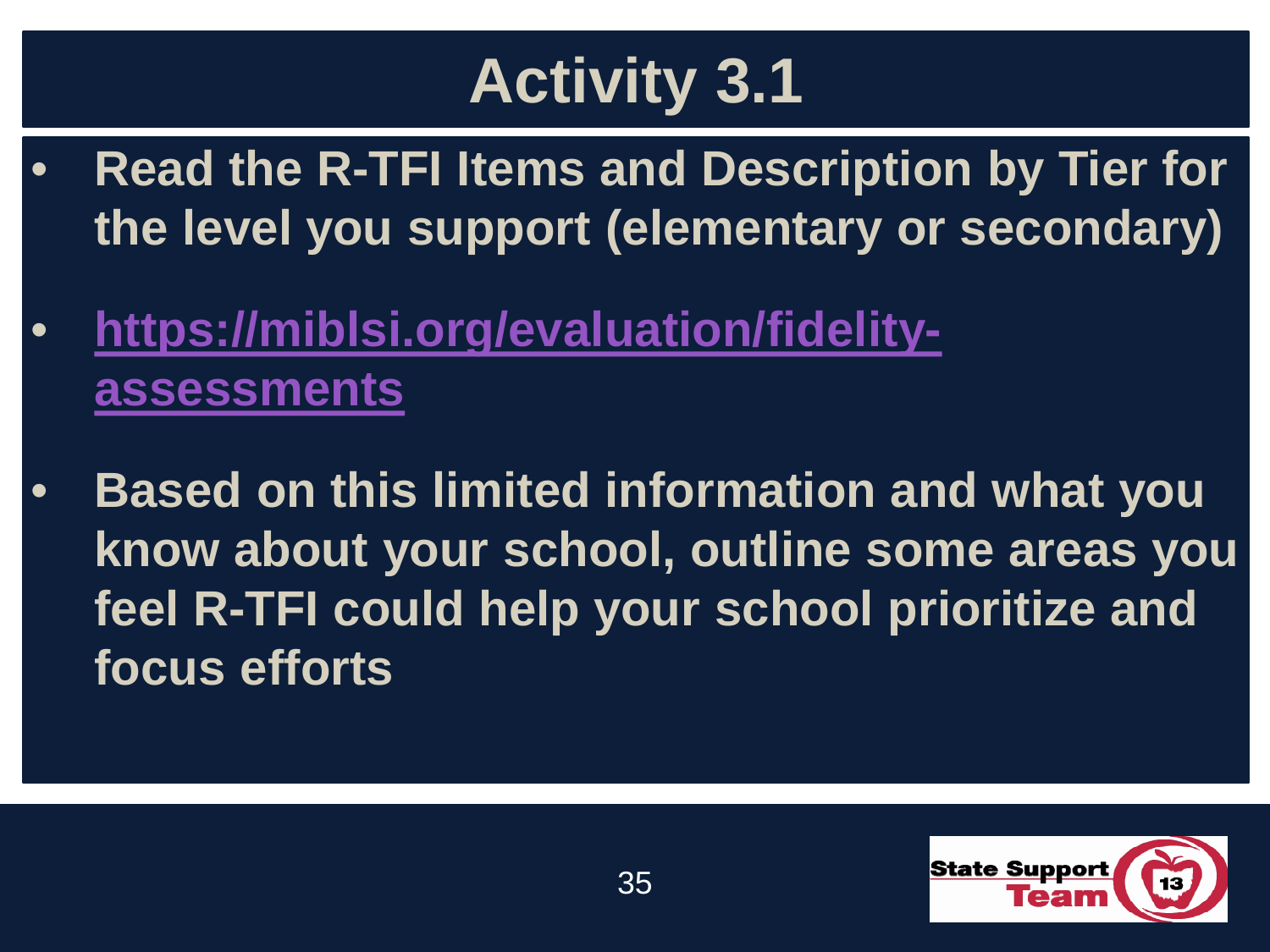# Activity 3.1

- Read the R-TFI Items and Description by Tier for the level you support (elementary or secondary)
- [https://miblsi.org/evaluation/fidelity-assessments](https://miblsi.org/evaluation/fidelity-assessments)
- Based on this limited information and what you know about your school, outline some areas you feel R-TFI could help your school prioritize and focus efforts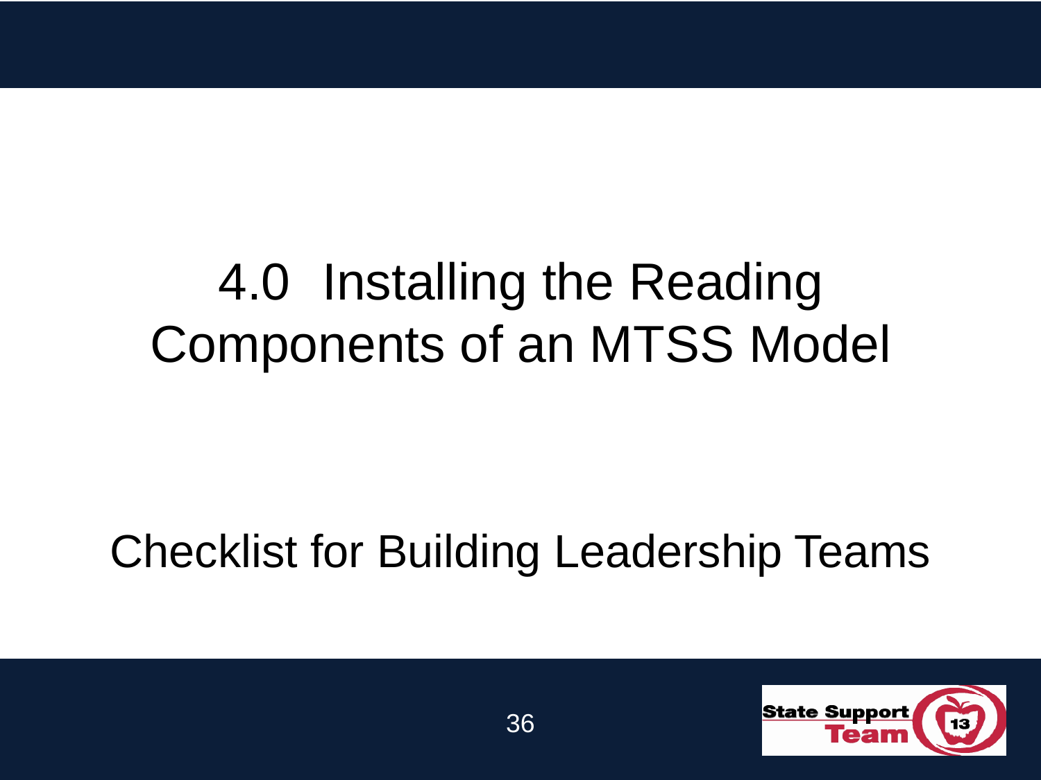# 4.0 Installing the Reading Components of an MTSS Model

## Checklist for Building Leadership Teams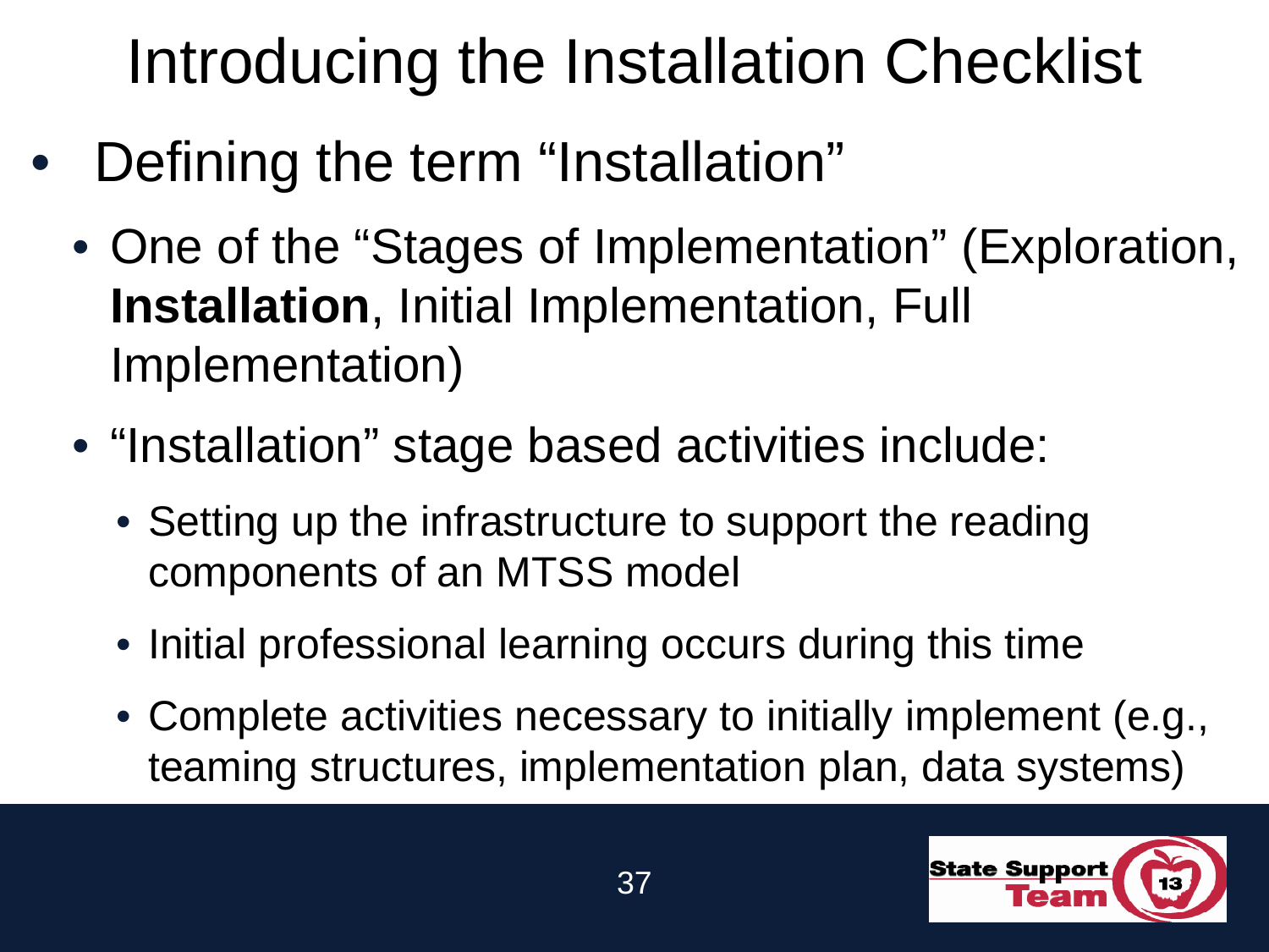# Introducing the Installation Checklist

- Defining the term "Installation"
  - One of the "Stages of Implementation" (Exploration, **Installation**, Initial Implementation, Full Implementation)
  - "Installation" stage based activities include:
    - Setting up the infrastructure to support the reading components of an MTSS model
    - Initial professional learning occurs during this time
    - Complete activities necessary to initially implement (e.g., teaming structures, implementation plan, data systems)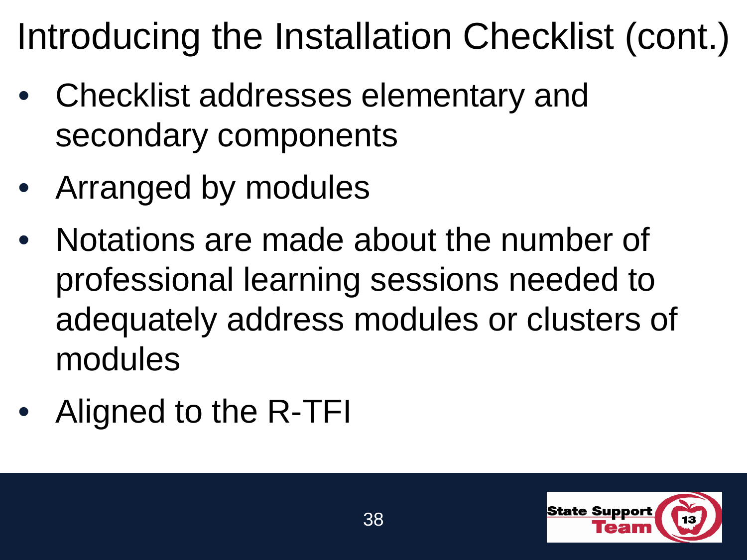# Introducing the Installation Checklist (cont.)

- Checklist addresses elementary and secondary components
- Arranged by modules
- Notations are made about the number of professional learning sessions needed to adequately address modules or clusters of modules
- Aligned to the R-TFI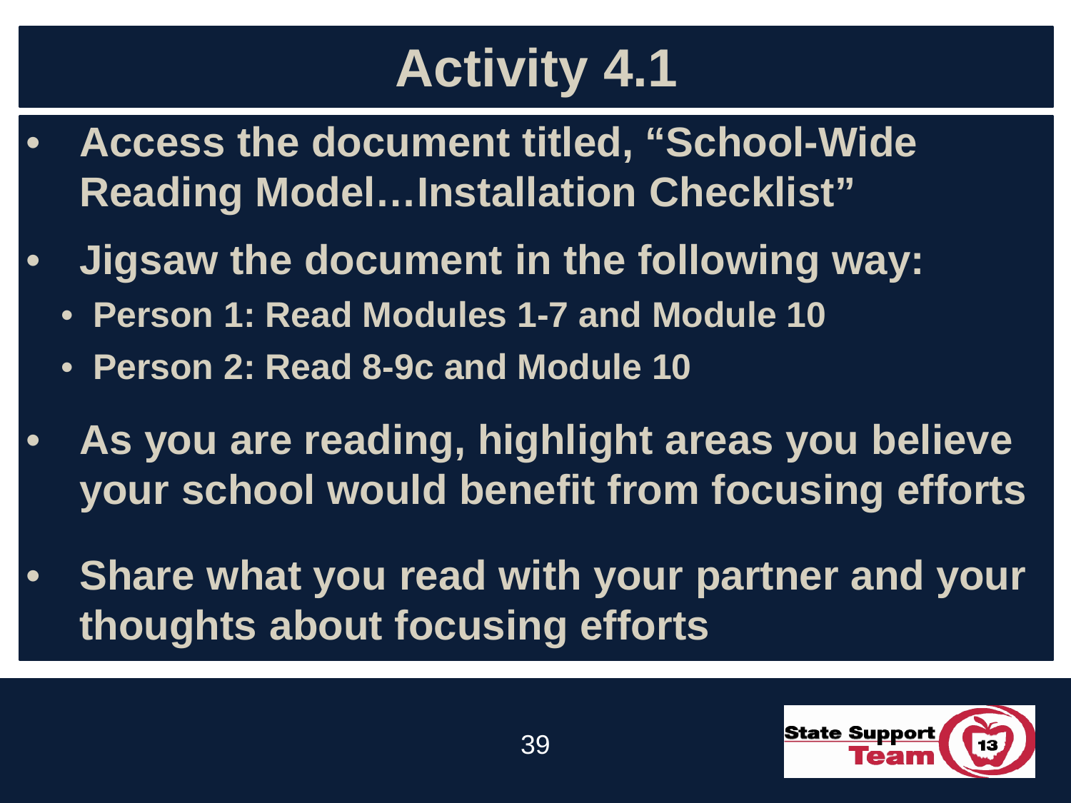# Activity 4.1

- Access the document titled, "School-Wide Reading Model…Installation Checklist"
- Jigsaw the document in the following way:
  - Person 1: Read Modules 1-7 and Module 10
  - Person 2: Read 8-9c and Module 10
- As you are reading, highlight areas you believe your school would benefit from focusing efforts
- Share what you read with your partner and your thoughts about focusing efforts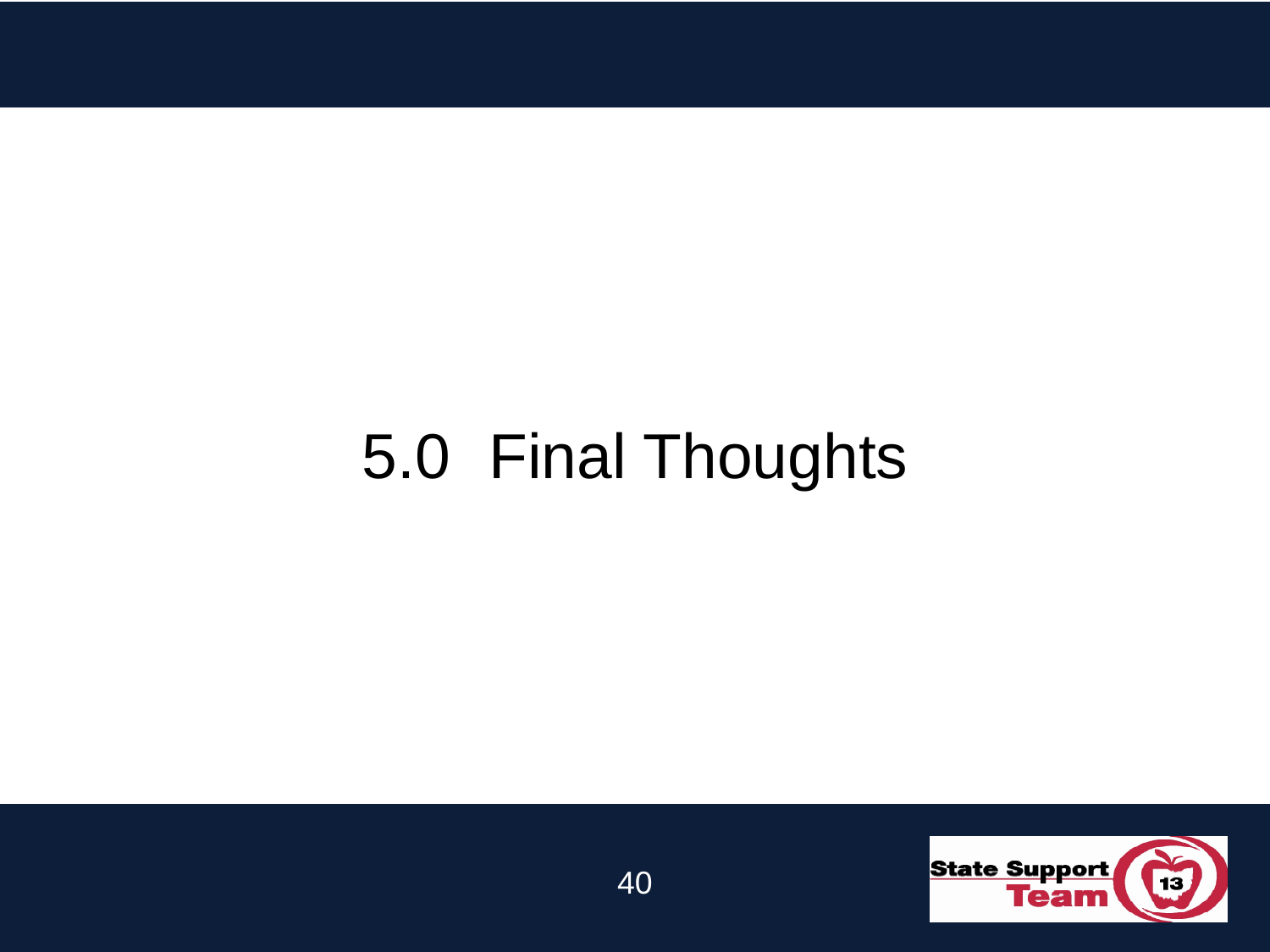# 5.0 Final Thoughts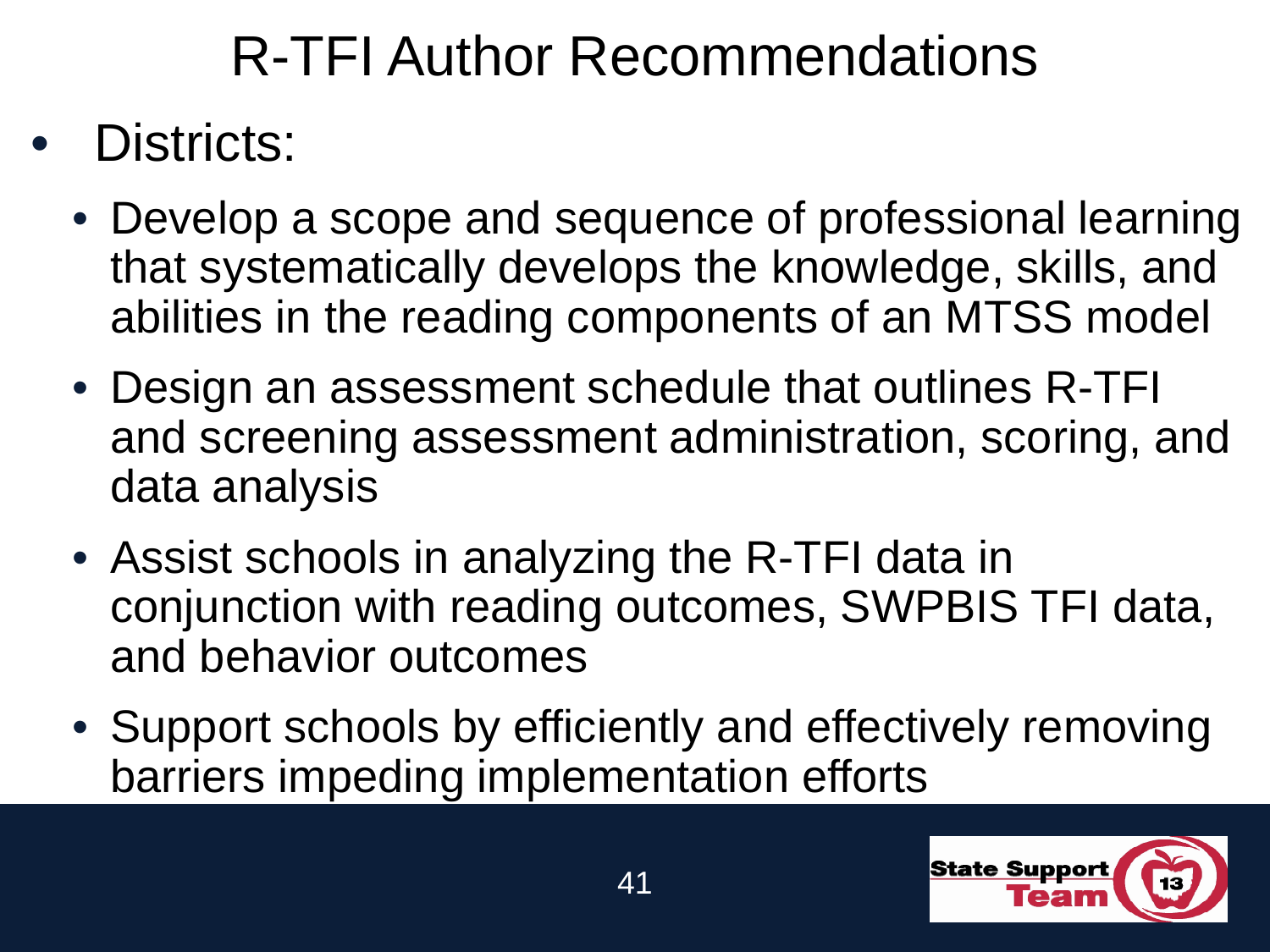# R-TFI Author Recommendations

- Districts:
  - Develop a scope and sequence of professional learning that systematically develops the knowledge, skills, and abilities in the reading components of an MTSS model
  - Design an assessment schedule that outlines R-TFI and screening assessment administration, scoring, and data analysis
  - Assist schools in analyzing the R-TFI data in conjunction with reading outcomes, SWPBIS TFI data, and behavior outcomes
  - Support schools by efficiently and effectively removing barriers impeding implementation efforts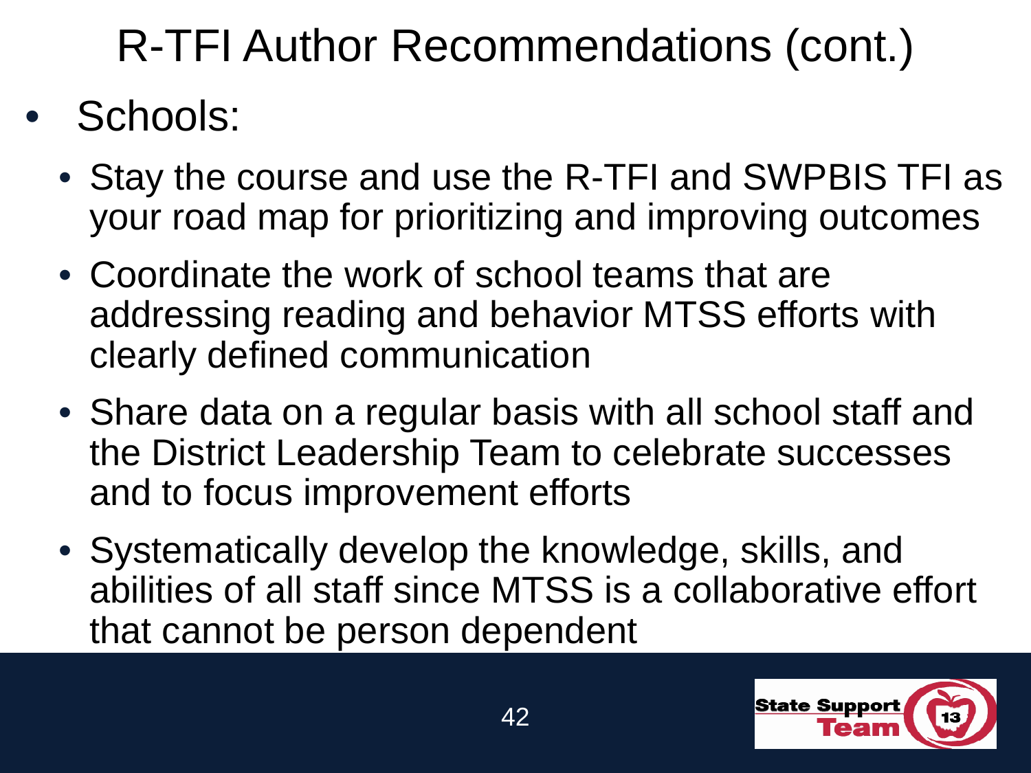# R-TFI Author Recommendations (cont.)

- Schools:
  - Stay the course and use the R-TFI and SWPBIS TFI as your road map for prioritizing and improving outcomes
  - Coordinate the work of school teams that are addressing reading and behavior MTSS efforts with clearly defined communication
  - Share data on a regular basis with all school staff and the District Leadership Team to celebrate successes and to focus improvement efforts
  - Systematically develop the knowledge, skills, and abilities of all staff since MTSS is a collaborative effort that cannot be person dependent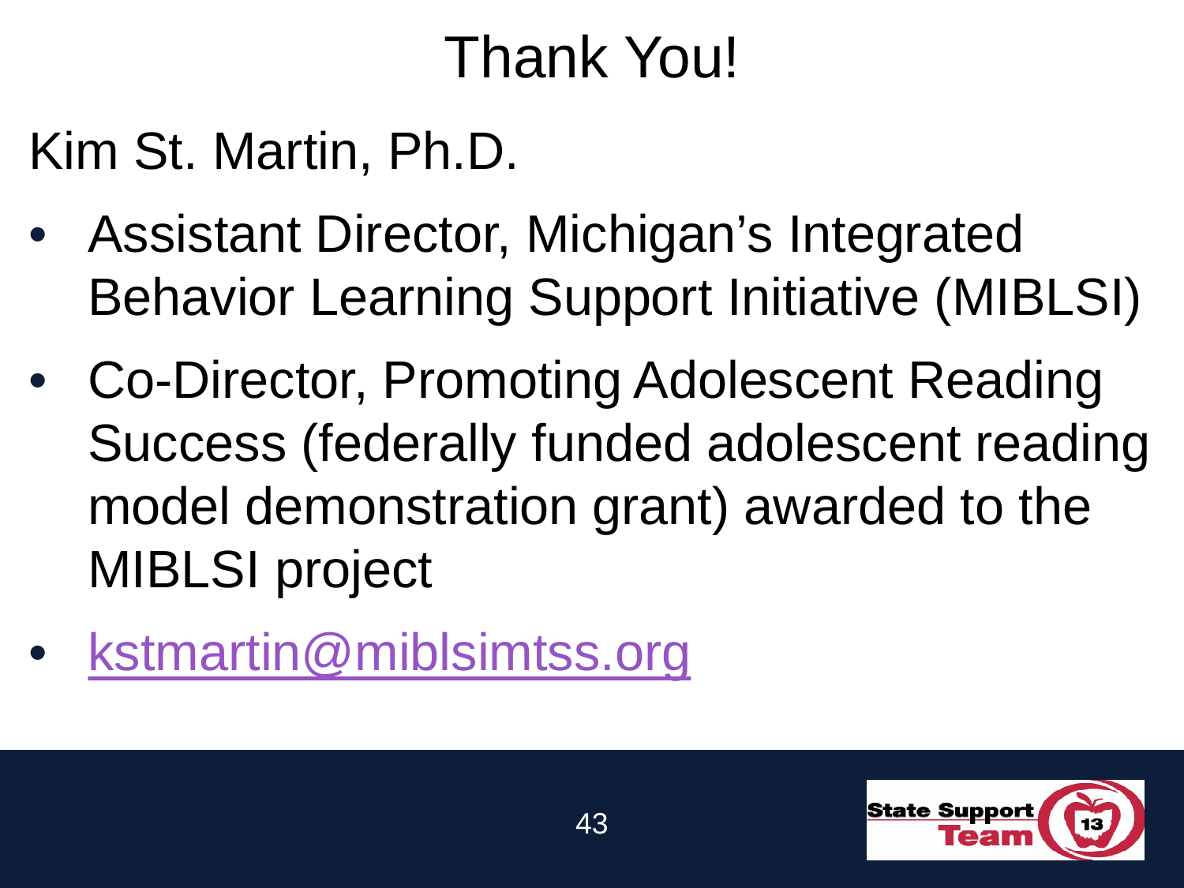# Thank You!

Kim St. Martin, Ph.D.

- Assistant Director, Michigan’s Integrated Behavior Learning Support Initiative (MIBLSI)
- Co-Director, Promoting Adolescent Reading Success (federally funded adolescent reading model demonstration grant) awarded to the MIBLSI project
- kstmartin@miblsimtss.org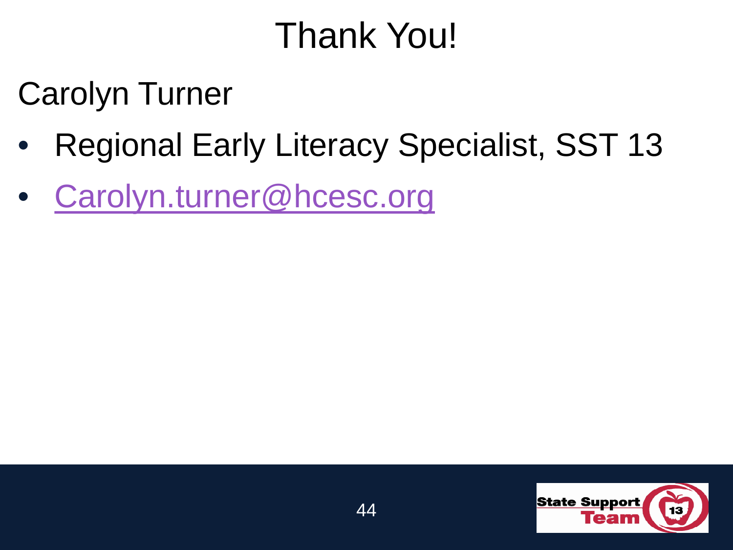# Thank You!

Carolyn Turner

- Regional Early Literacy Specialist, SST 13
- Carolyn.turner@hcesc.org